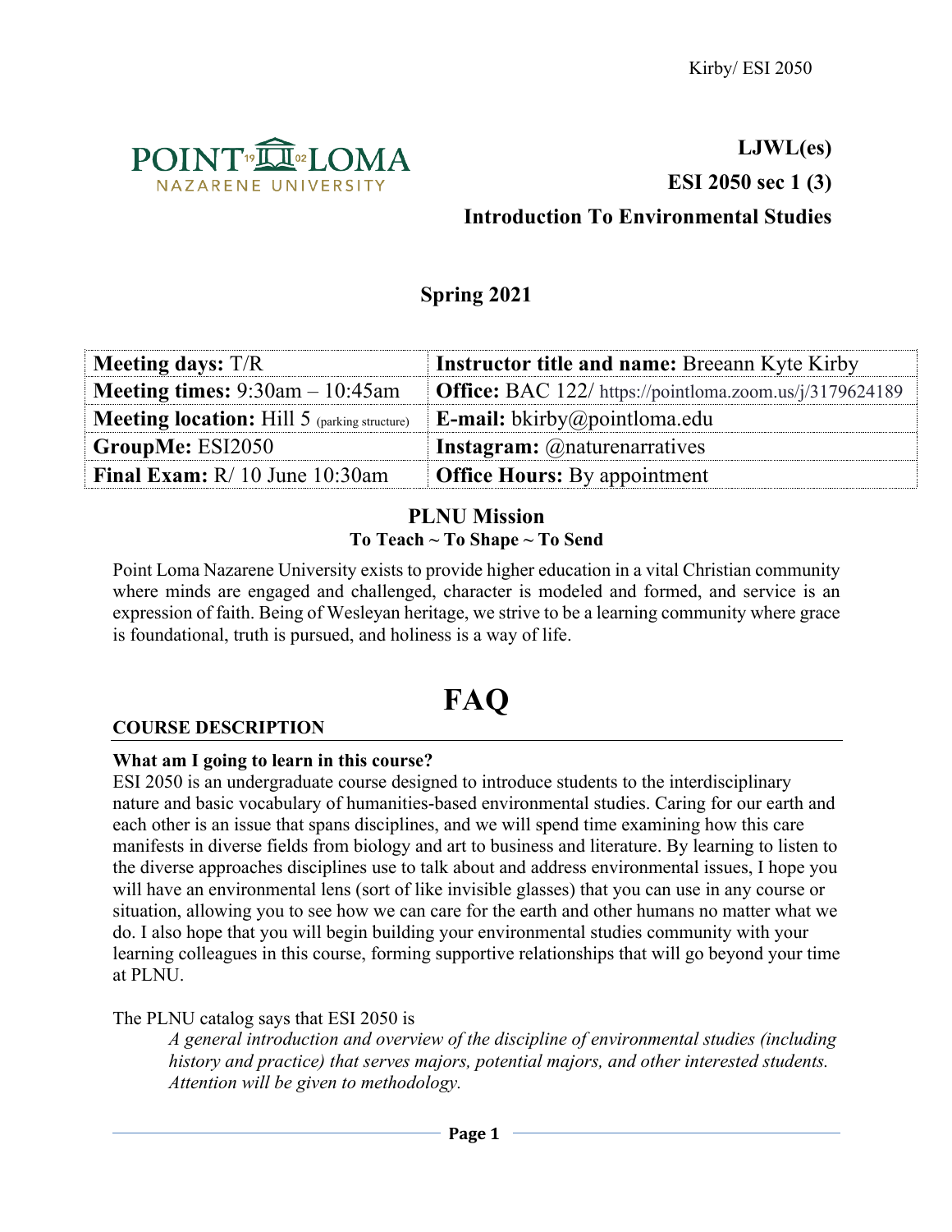# LJWL(es)

## ESI 2050 sec 1 (3)

## Introduction To Environmental Studies

### Spring 2021

| **Meeting days:** T/R | **Instructor title and name:** Breeann Kyte Kirby |
|---|---|
| **Meeting times:** 9:30am – 10:45am | **Office:** BAC 122/ https://pointloma.zoom.us/j/3179624189 |
| **Meeting location:** Hill 5 (parking structure) | **E-mail:** bkirby@pointloma.edu |
| **GroupMe:** ESI2050 | **Instagram:** @naturenarratives |
| **Final Exam:** R/ 10 June 10:30am | **Office Hours:** By appointment |

### PLNU Mission

**To Teach ~ To Shape ~ To Send**

Point Loma Nazarene University exists to provide higher education in a vital Christian community where minds are engaged and challenged, character is modeled and formed, and service is an expression of faith. Being of Wesleyan heritage, we strive to be a learning community where grace is foundational, truth is pursued, and holiness is a way of life.

# FAQ

## COURSE DESCRIPTION

**What am I going to learn in this course?**

ESI 2050 is an undergraduate course designed to introduce students to the interdisciplinary nature and basic vocabulary of humanities-based environmental studies. Caring for our earth and each other is an issue that spans disciplines, and we will spend time examining how this care manifests in diverse fields from biology and art to business and literature. By learning to listen to the diverse approaches disciplines use to talk about and address environmental issues, I hope you will have an environmental lens (sort of like invisible glasses) that you can use in any course or situation, allowing you to see how we can care for the earth and other humans no matter what we do. I also hope that you will begin building your environmental studies community with your learning colleagues in this course, forming supportive relationships that will go beyond your time at PLNU.

The PLNU catalog says that ESI 2050 is

> *A general introduction and overview of the discipline of environmental studies (including history and practice) that serves majors, potential majors, and other interested students. Attention will be given to methodology.*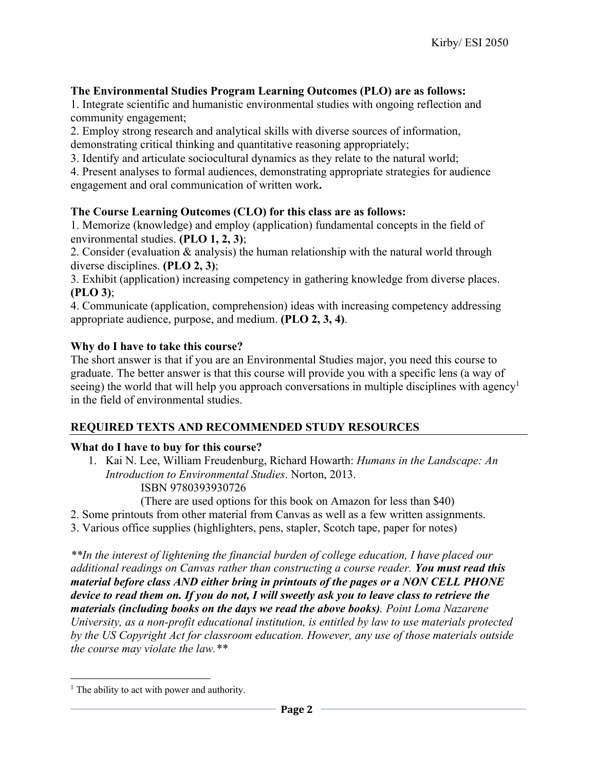**The Environmental Studies Program Learning Outcomes (PLO) are as follows:**

1. Integrate scientific and humanistic environmental studies with ongoing reflection and community engagement;
2. Employ strong research and analytical skills with diverse sources of information, demonstrating critical thinking and quantitative reasoning appropriately;
3. Identify and articulate sociocultural dynamics as they relate to the natural world;
4. Present analyses to formal audiences, demonstrating appropriate strategies for audience engagement and oral communication of written work**.**

**The Course Learning Outcomes (CLO) for this class are as follows:**

1. Memorize (knowledge) and employ (application) fundamental concepts in the field of environmental studies. **(PLO 1, 2, 3)**;
2. Consider (evaluation & analysis) the human relationship with the natural world through diverse disciplines. **(PLO 2, 3)**;
3. Exhibit (application) increasing competency in gathering knowledge from diverse places. **(PLO 3)**;
4. Communicate (application, comprehension) ideas with increasing competency addressing appropriate audience, purpose, and medium. **(PLO 2, 3, 4)**.

**Why do I have to take this course?**

The short answer is that if you are an Environmental Studies major, you need this course to graduate. The better answer is that this course will provide you with a specific lens (a way of seeing) the world that will help you approach conversations in multiple disciplines with agency[1] in the field of environmental studies.

## REQUIRED TEXTS AND RECOMMENDED STUDY RESOURCES

**What do I have to buy for this course?**

1. Kai N. Lee, William Freudenburg, Richard Howarth: *Humans in the Landscape: An Introduction to Environmental Studies*. Norton, 2013.
   ISBN 9780393930726
   (There are used options for this book on Amazon for less than $40)
2. Some printouts from other material from Canvas as well as a few written assignments.
3. Various office supplies (highlighters, pens, stapler, Scotch tape, paper for notes)

*\*\*In the interest of lightening the financial burden of college education, I have placed our additional readings on Canvas rather than constructing a course reader.* ***You must read this material before class AND either bring in printouts of the pages or a NON CELL PHONE device to read them on. If you do not, I will sweetly ask you to leave class to retrieve the materials (including books on the days we read the above books).*** *Point Loma Nazarene University, as a non-profit educational institution, is entitled by law to use materials protected by the US Copyright Act for classroom education. However, any use of those materials outside the course may violate the law.\*\**

[1] The ability to act with power and authority.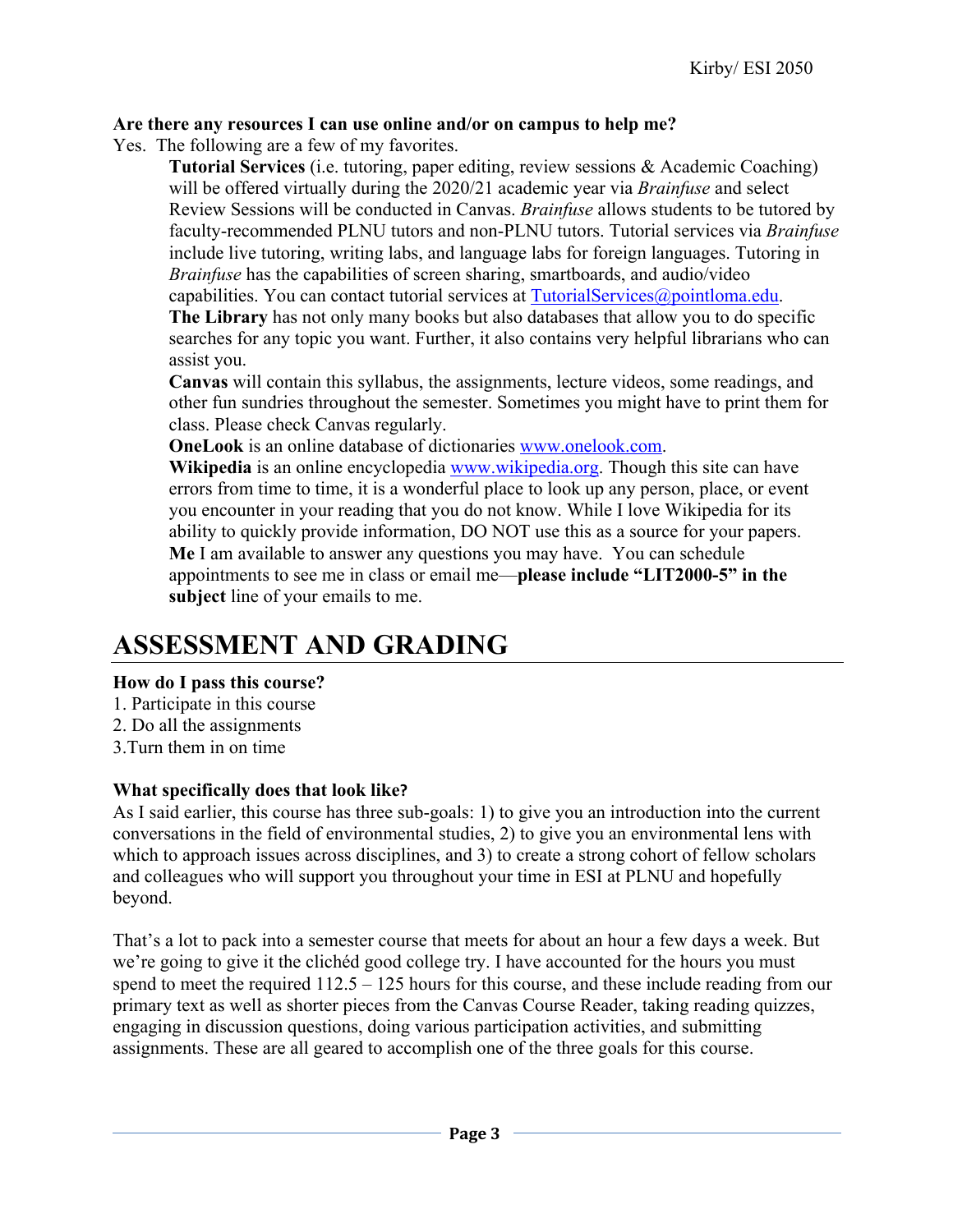**Are there any resources I can use online and/or on campus to help me?**

Yes. The following are a few of my favorites.

**Tutorial Services** (i.e. tutoring, paper editing, review sessions & Academic Coaching) will be offered virtually during the 2020/21 academic year via *Brainfuse* and select Review Sessions will be conducted in Canvas. *Brainfuse* allows students to be tutored by faculty-recommended PLNU tutors and non-PLNU tutors. Tutorial services via *Brainfuse* include live tutoring, writing labs, and language labs for foreign languages. Tutoring in *Brainfuse* has the capabilities of screen sharing, smartboards, and audio/video capabilities. You can contact tutorial services at TutorialServices@pointloma.edu.

**The Library** has not only many books but also databases that allow you to do specific searches for any topic you want. Further, it also contains very helpful librarians who can assist you.

**Canvas** will contain this syllabus, the assignments, lecture videos, some readings, and other fun sundries throughout the semester. Sometimes you might have to print them for class. Please check Canvas regularly.

**OneLook** is an online database of dictionaries www.onelook.com.

**Wikipedia** is an online encyclopedia www.wikipedia.org. Though this site can have errors from time to time, it is a wonderful place to look up any person, place, or event you encounter in your reading that you do not know. While I love Wikipedia for its ability to quickly provide information, DO NOT use this as a source for your papers.

**Me** I am available to answer any questions you may have. You can schedule appointments to see me in class or email me—**please include "LIT2000-5" in the subject** line of your emails to me.

# ASSESSMENT AND GRADING

**How do I pass this course?**

1. Participate in this course
2. Do all the assignments
3. Turn them in on time

**What specifically does that look like?**

As I said earlier, this course has three sub-goals: 1) to give you an introduction into the current conversations in the field of environmental studies, 2) to give you an environmental lens with which to approach issues across disciplines, and 3) to create a strong cohort of fellow scholars and colleagues who will support you throughout your time in ESI at PLNU and hopefully beyond.

That's a lot to pack into a semester course that meets for about an hour a few days a week. But we're going to give it the clichéd good college try. I have accounted for the hours you must spend to meet the required 112.5 – 125 hours for this course, and these include reading from our primary text as well as shorter pieces from the Canvas Course Reader, taking reading quizzes, engaging in discussion questions, doing various participation activities, and submitting assignments. These are all geared to accomplish one of the three goals for this course.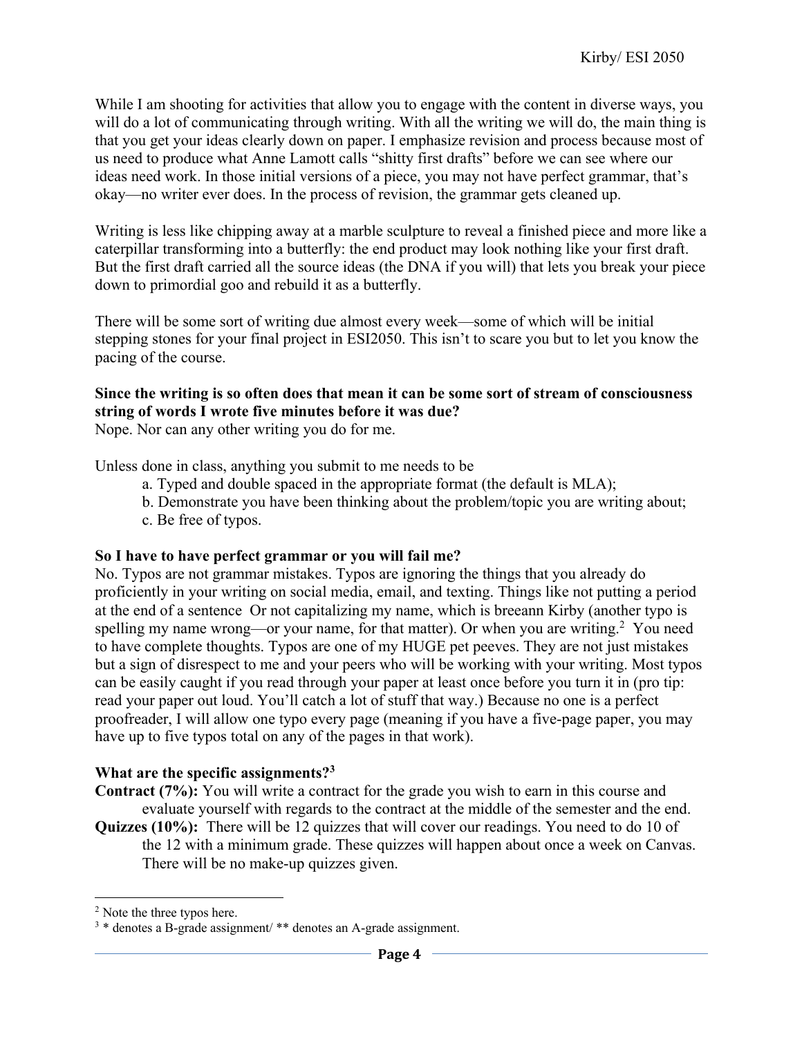While I am shooting for activities that allow you to engage with the content in diverse ways, you will do a lot of communicating through writing. With all the writing we will do, the main thing is that you get your ideas clearly down on paper. I emphasize revision and process because most of us need to produce what Anne Lamott calls "shitty first drafts" before we can see where our ideas need work. In those initial versions of a piece, you may not have perfect grammar, that's okay—no writer ever does. In the process of revision, the grammar gets cleaned up.

Writing is less like chipping away at a marble sculpture to reveal a finished piece and more like a caterpillar transforming into a butterfly: the end product may look nothing like your first draft. But the first draft carried all the source ideas (the DNA if you will) that lets you break your piece down to primordial goo and rebuild it as a butterfly.

There will be some sort of writing due almost every week—some of which will be initial stepping stones for your final project in ESI2050. This isn't to scare you but to let you know the pacing of the course.

**Since the writing is so often does that mean it can be some sort of stream of consciousness string of words I wrote five minutes before it was due?**

Nope. Nor can any other writing you do for me.

Unless done in class, anything you submit to me needs to be

a. Typed and double spaced in the appropriate format (the default is MLA);
b. Demonstrate you have been thinking about the problem/topic you are writing about;
c. Be free of typos.

**So I have to have perfect grammar or you will fail me?**

No. Typos are not grammar mistakes. Typos are ignoring the things that you already do proficiently in your writing on social media, email, and texting. Things like not putting a period at the end of a sentence Or not capitalizing my name, which is breeann Kirby (another typo is spelling my name wrong—or your name, for that matter). Or when you are writing.[2] You need to have complete thoughts. Typos are one of my HUGE pet peeves. They are not just mistakes but a sign of disrespect to me and your peers who will be working with your writing. Most typos can be easily caught if you read through your paper at least once before you turn it in (pro tip: read your paper out loud. You'll catch a lot of stuff that way.) Because no one is a perfect proofreader, I will allow one typo every page (meaning if you have a five-page paper, you may have up to five typos total on any of the pages in that work).

**What are the specific assignments?[3]**

**Contract (7%):** You will write a contract for the grade you wish to earn in this course and evaluate yourself with regards to the contract at the middle of the semester and the end.

**Quizzes (10%):** There will be 12 quizzes that will cover our readings. You need to do 10 of the 12 with a minimum grade. These quizzes will happen about once a week on Canvas. There will be no make-up quizzes given.

---

[2] Note the three typos here.

[3] * denotes a B-grade assignment/ ** denotes an A-grade assignment.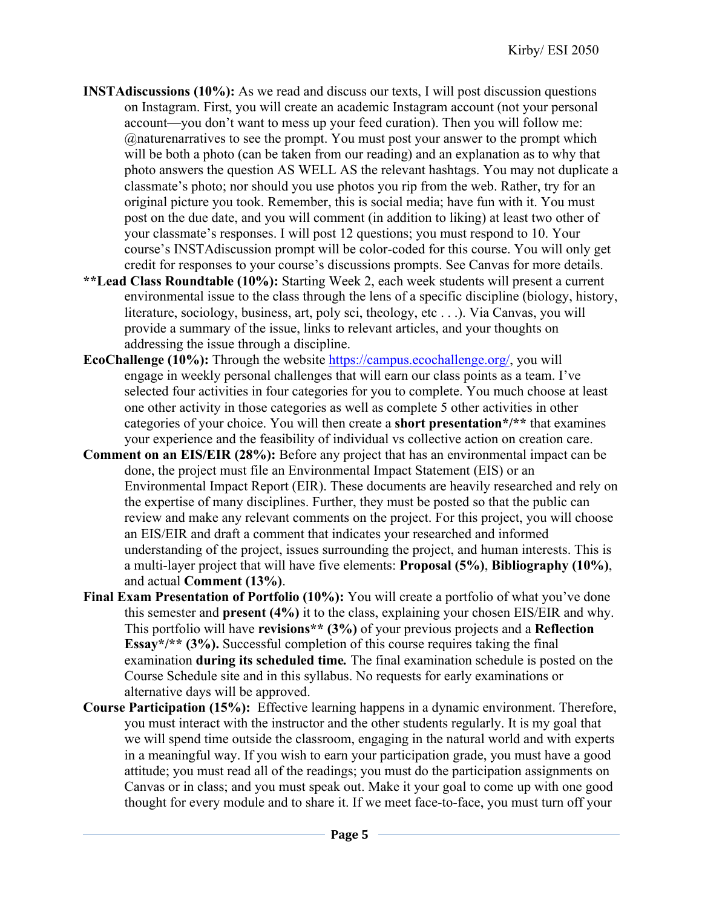**INSTAdiscussions (10%):** As we read and discuss our texts, I will post discussion questions on Instagram. First, you will create an academic Instagram account (not your personal account—you don't want to mess up your feed curation). Then you will follow me: @naturenarratives to see the prompt. You must post your answer to the prompt which will be both a photo (can be taken from our reading) and an explanation as to why that photo answers the question AS WELL AS the relevant hashtags. You may not duplicate a classmate's photo; nor should you use photos you rip from the web. Rather, try for an original picture you took. Remember, this is social media; have fun with it. You must post on the due date, and you will comment (in addition to liking) at least two other of your classmate's responses. I will post 12 questions; you must respond to 10. Your course's INSTAdiscussion prompt will be color-coded for this course. You will only get credit for responses to your course's discussions prompts. See Canvas for more details.

**\*\*Lead Class Roundtable (10%):** Starting Week 2, each week students will present a current environmental issue to the class through the lens of a specific discipline (biology, history, literature, sociology, business, art, poly sci, theology, etc . . .). Via Canvas, you will provide a summary of the issue, links to relevant articles, and your thoughts on addressing the issue through a discipline.

**EcoChallenge (10%):** Through the website [https://campus.ecochallenge.org/](https://campus.ecochallenge.org/), you will engage in weekly personal challenges that will earn our class points as a team. I've selected four activities in four categories for you to complete. You much choose at least one other activity in those categories as well as complete 5 other activities in other categories of your choice. You will then create a **short presentation\*/\*\*** that examines your experience and the feasibility of individual vs collective action on creation care.

**Comment on an EIS/EIR (28%):** Before any project that has an environmental impact can be done, the project must file an Environmental Impact Statement (EIS) or an Environmental Impact Report (EIR). These documents are heavily researched and rely on the expertise of many disciplines. Further, they must be posted so that the public can review and make any relevant comments on the project. For this project, you will choose an EIS/EIR and draft a comment that indicates your researched and informed understanding of the project, issues surrounding the project, and human interests. This is a multi-layer project that will have five elements: **Proposal (5%)**, **Bibliography (10%)**, and actual **Comment (13%)**.

**Final Exam Presentation of Portfolio (10%):** You will create a portfolio of what you've done this semester and **present (4%)** it to the class, explaining your chosen EIS/EIR and why. This portfolio will have **revisions\*\* (3%)** of your previous projects and a **Reflection Essay\*/\*\* (3%).** Successful completion of this course requires taking the final examination **during its scheduled time.** The final examination schedule is posted on the Course Schedule site and in this syllabus. No requests for early examinations or alternative days will be approved.

**Course Participation (15%):** Effective learning happens in a dynamic environment. Therefore, you must interact with the instructor and the other students regularly. It is my goal that we will spend time outside the classroom, engaging in the natural world and with experts in a meaningful way. If you wish to earn your participation grade, you must have a good attitude; you must read all of the readings; you must do the participation assignments on Canvas or in class; and you must speak out. Make it your goal to come up with one good thought for every module and to share it. If we meet face-to-face, you must turn off your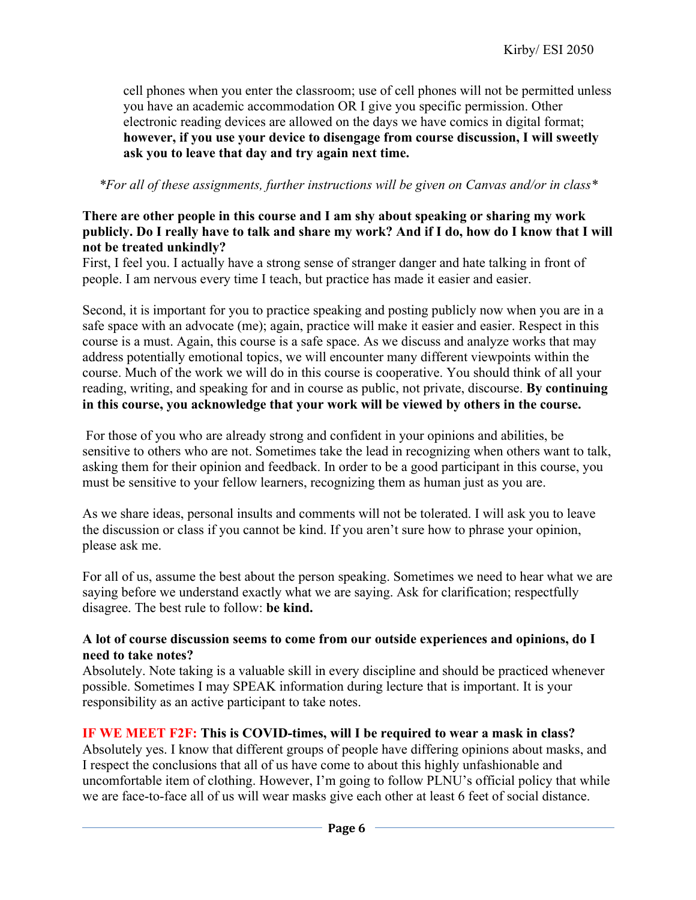cell phones when you enter the classroom; use of cell phones will not be permitted unless you have an academic accommodation OR I give you specific permission. Other electronic reading devices are allowed on the days we have comics in digital format; **however, if you use your device to disengage from course discussion, I will sweetly ask you to leave that day and try again next time.**

*\*For all of these assignments, further instructions will be given on Canvas and/or in class\**

**There are other people in this course and I am shy about speaking or sharing my work publicly. Do I really have to talk and share my work? And if I do, how do I know that I will not be treated unkindly?**

First, I feel you. I actually have a strong sense of stranger danger and hate talking in front of people. I am nervous every time I teach, but practice has made it easier and easier.

Second, it is important for you to practice speaking and posting publicly now when you are in a safe space with an advocate (me); again, practice will make it easier and easier. Respect in this course is a must. Again, this course is a safe space. As we discuss and analyze works that may address potentially emotional topics, we will encounter many different viewpoints within the course. Much of the work we will do in this course is cooperative. You should think of all your reading, writing, and speaking for and in course as public, not private, discourse. **By continuing in this course, you acknowledge that your work will be viewed by others in the course.**

For those of you who are already strong and confident in your opinions and abilities, be sensitive to others who are not. Sometimes take the lead in recognizing when others want to talk, asking them for their opinion and feedback. In order to be a good participant in this course, you must be sensitive to your fellow learners, recognizing them as human just as you are.

As we share ideas, personal insults and comments will not be tolerated. I will ask you to leave the discussion or class if you cannot be kind. If you aren't sure how to phrase your opinion, please ask me.

For all of us, assume the best about the person speaking. Sometimes we need to hear what we are saying before we understand exactly what we are saying. Ask for clarification; respectfully disagree. The best rule to follow: **be kind.**

**A lot of course discussion seems to come from our outside experiences and opinions, do I need to take notes?**

Absolutely. Note taking is a valuable skill in every discipline and should be practiced whenever possible. Sometimes I may SPEAK information during lecture that is important. It is your responsibility as an active participant to take notes.

**IF WE MEET F2F: This is COVID-times, will I be required to wear a mask in class?**

Absolutely yes. I know that different groups of people have differing opinions about masks, and I respect the conclusions that all of us have come to about this highly unfashionable and uncomfortable item of clothing. However, I'm going to follow PLNU's official policy that while we are face-to-face all of us will wear masks give each other at least 6 feet of social distance.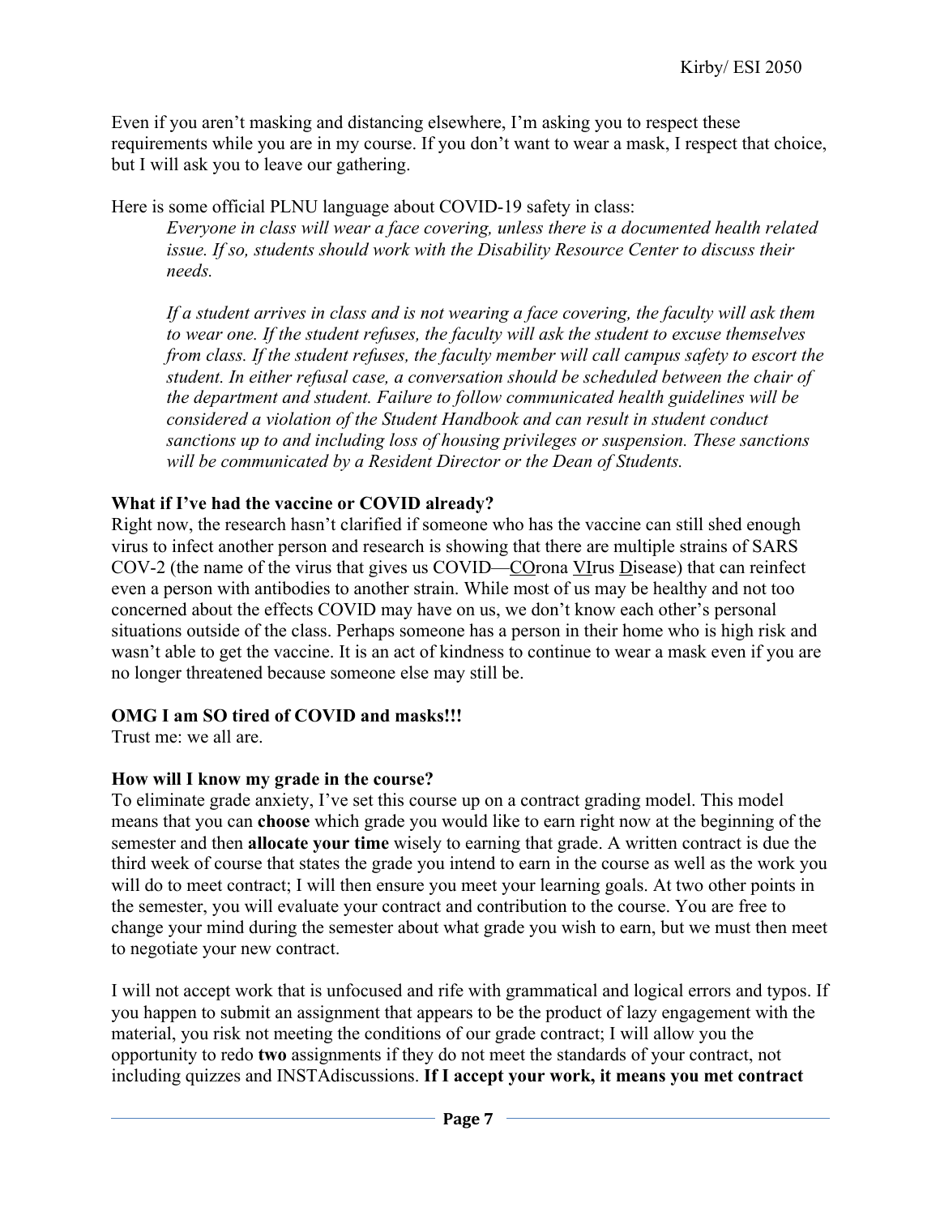Even if you aren't masking and distancing elsewhere, I'm asking you to respect these requirements while you are in my course. If you don't want to wear a mask, I respect that choice, but I will ask you to leave our gathering.

Here is some official PLNU language about COVID-19 safety in class:

> *Everyone in class will wear a face covering, unless there is a documented health related issue. If so, students should work with the Disability Resource Center to discuss their needs.*
>
> *If a student arrives in class and is not wearing a face covering, the faculty will ask them to wear one. If the student refuses, the faculty will ask the student to excuse themselves from class. If the student refuses, the faculty member will call campus safety to escort the student. In either refusal case, a conversation should be scheduled between the chair of the department and student. Failure to follow communicated health guidelines will be considered a violation of the Student Handbook and can result in student conduct sanctions up to and including loss of housing privileges or suspension. These sanctions will be communicated by a Resident Director or the Dean of Students.*

**What if I've had the vaccine or COVID already?**
Right now, the research hasn't clarified if someone who has the vaccine can still shed enough virus to infect another person and research is showing that there are multiple strains of SARS COV-2 (the name of the virus that gives us COVID—COrona VIrus Disease) that can reinfect even a person with antibodies to another strain. While most of us may be healthy and not too concerned about the effects COVID may have on us, we don't know each other's personal situations outside of the class. Perhaps someone has a person in their home who is high risk and wasn't able to get the vaccine. It is an act of kindness to continue to wear a mask even if you are no longer threatened because someone else may still be.

**OMG I am SO tired of COVID and masks!!!**
Trust me: we all are.

**How will I know my grade in the course?**
To eliminate grade anxiety, I've set this course up on a contract grading model. This model means that you can **choose** which grade you would like to earn right now at the beginning of the semester and then **allocate your time** wisely to earning that grade. A written contract is due the third week of course that states the grade you intend to earn in the course as well as the work you will do to meet contract; I will then ensure you meet your learning goals. At two other points in the semester, you will evaluate your contract and contribution to the course. You are free to change your mind during the semester about what grade you wish to earn, but we must then meet to negotiate your new contract.

I will not accept work that is unfocused and rife with grammatical and logical errors and typos. If you happen to submit an assignment that appears to be the product of lazy engagement with the material, you risk not meeting the conditions of our grade contract; I will allow you the opportunity to redo **two** assignments if they do not meet the standards of your contract, not including quizzes and INSTAdiscussions. **If I accept your work, it means you met contract**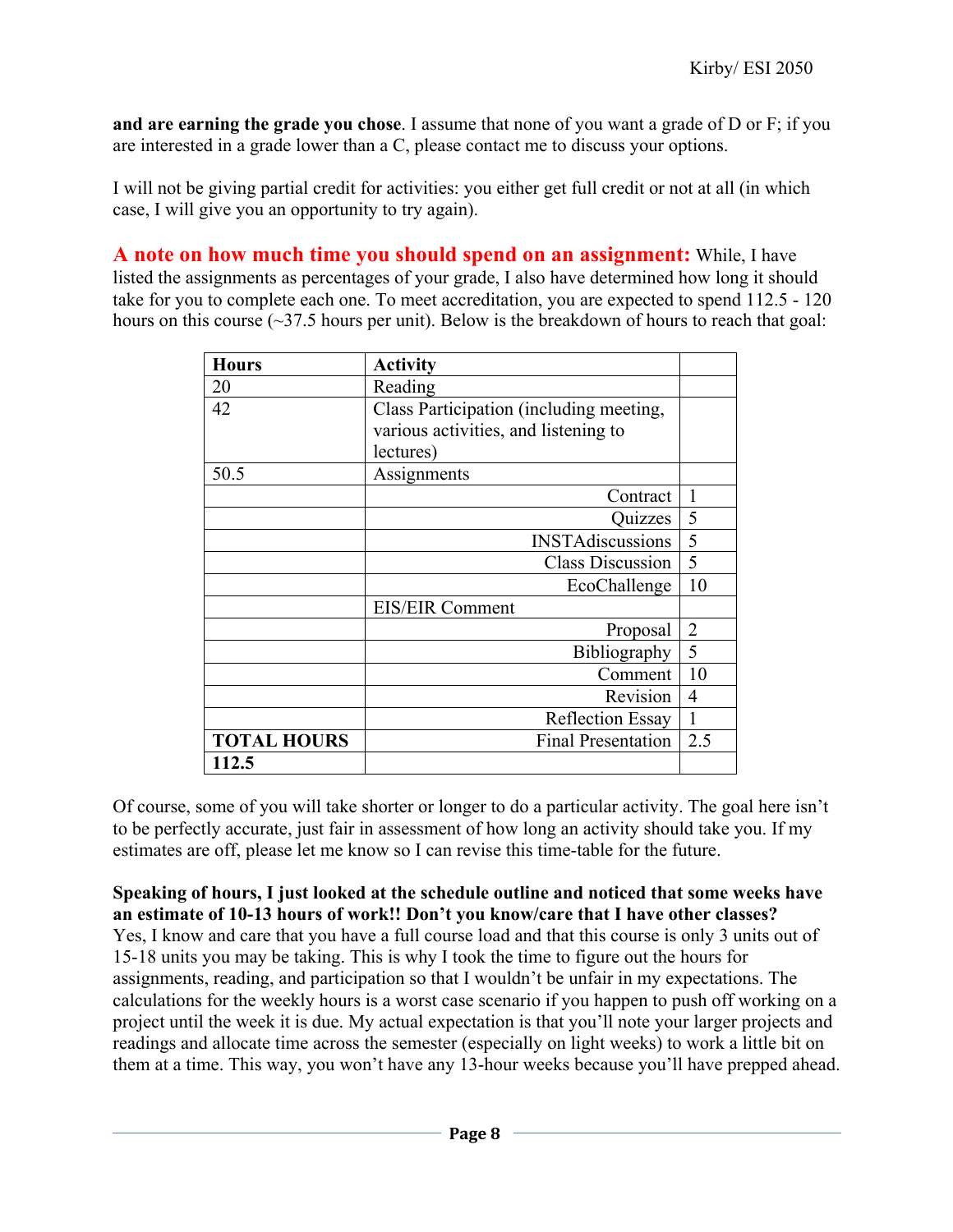**and are earning the grade you chose**. I assume that none of you want a grade of D or F; if you are interested in a grade lower than a C, please contact me to discuss your options.

I will not be giving partial credit for activities: you either get full credit or not at all (in which case, I will give you an opportunity to try again).

**A note on how much time you should spend on an assignment:** While, I have listed the assignments as percentages of your grade, I also have determined how long it should take for you to complete each one. To meet accreditation, you are expected to spend 112.5 - 120 hours on this course (~37.5 hours per unit). Below is the breakdown of hours to reach that goal:

| **Hours** | **Activity** | |
|---|---|---|
| 20 | Reading | |
| 42 | Class Participation (including meeting, various activities, and listening to lectures) | |
| 50.5 | Assignments | |
| | Contract | 1 |
| | Quizzes | 5 |
| | INSTAdiscussions | 5 |
| | Class Discussion | 5 |
| | EcoChallenge | 10 |
| | EIS/EIR Comment | |
| | Proposal | 2 |
| | Bibliography | 5 |
| | Comment | 10 |
| | Revision | 4 |
| | Reflection Essay | 1 |
| **TOTAL HOURS** | Final Presentation | 2.5 |
| **112.5** | | |

Of course, some of you will take shorter or longer to do a particular activity. The goal here isn't to be perfectly accurate, just fair in assessment of how long an activity should take you. If my estimates are off, please let me know so I can revise this time-table for the future.

**Speaking of hours, I just looked at the schedule outline and noticed that some weeks have an estimate of 10-13 hours of work!! Don't you know/care that I have other classes?**
Yes, I know and care that you have a full course load and that this course is only 3 units out of 15-18 units you may be taking. This is why I took the time to figure out the hours for assignments, reading, and participation so that I wouldn't be unfair in my expectations. The calculations for the weekly hours is a worst case scenario if you happen to push off working on a project until the week it is due. My actual expectation is that you'll note your larger projects and readings and allocate time across the semester (especially on light weeks) to work a little bit on them at a time. This way, you won't have any 13-hour weeks because you'll have prepped ahead.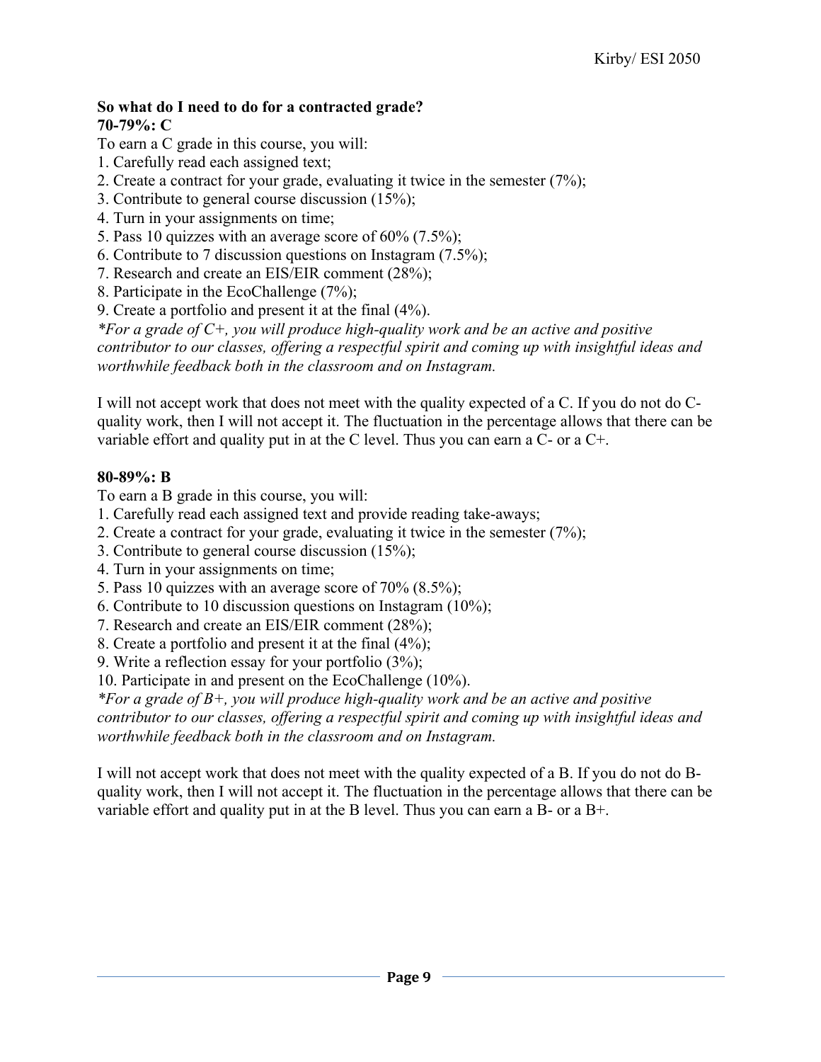**So what do I need to do for a contracted grade?**
**70-79%: C**

To earn a C grade in this course, you will:

1. Carefully read each assigned text;
2. Create a contract for your grade, evaluating it twice in the semester (7%);
3. Contribute to general course discussion (15%);
4. Turn in your assignments on time;
5. Pass 10 quizzes with an average score of 60% (7.5%);
6. Contribute to 7 discussion questions on Instagram (7.5%);
7. Research and create an EIS/EIR comment (28%);
8. Participate in the EcoChallenge (7%);
9. Create a portfolio and present it at the final (4%).

*\*For a grade of C+, you will produce high-quality work and be an active and positive contributor to our classes, offering a respectful spirit and coming up with insightful ideas and worthwhile feedback both in the classroom and on Instagram.*

I will not accept work that does not meet with the quality expected of a C. If you do not do C-quality work, then I will not accept it. The fluctuation in the percentage allows that there can be variable effort and quality put in at the C level. Thus you can earn a C- or a C+.

**80-89%: B**

To earn a B grade in this course, you will:

1. Carefully read each assigned text and provide reading take-aways;
2. Create a contract for your grade, evaluating it twice in the semester (7%);
3. Contribute to general course discussion (15%);
4. Turn in your assignments on time;
5. Pass 10 quizzes with an average score of 70% (8.5%);
6. Contribute to 10 discussion questions on Instagram (10%);
7. Research and create an EIS/EIR comment (28%);
8. Create a portfolio and present it at the final (4%);
9. Write a reflection essay for your portfolio (3%);
10. Participate in and present on the EcoChallenge (10%).

*\*For a grade of B+, you will produce high-quality work and be an active and positive contributor to our classes, offering a respectful spirit and coming up with insightful ideas and worthwhile feedback both in the classroom and on Instagram.*

I will not accept work that does not meet with the quality expected of a B. If you do not do B-quality work, then I will not accept it. The fluctuation in the percentage allows that there can be variable effort and quality put in at the B level. Thus you can earn a B- or a B+.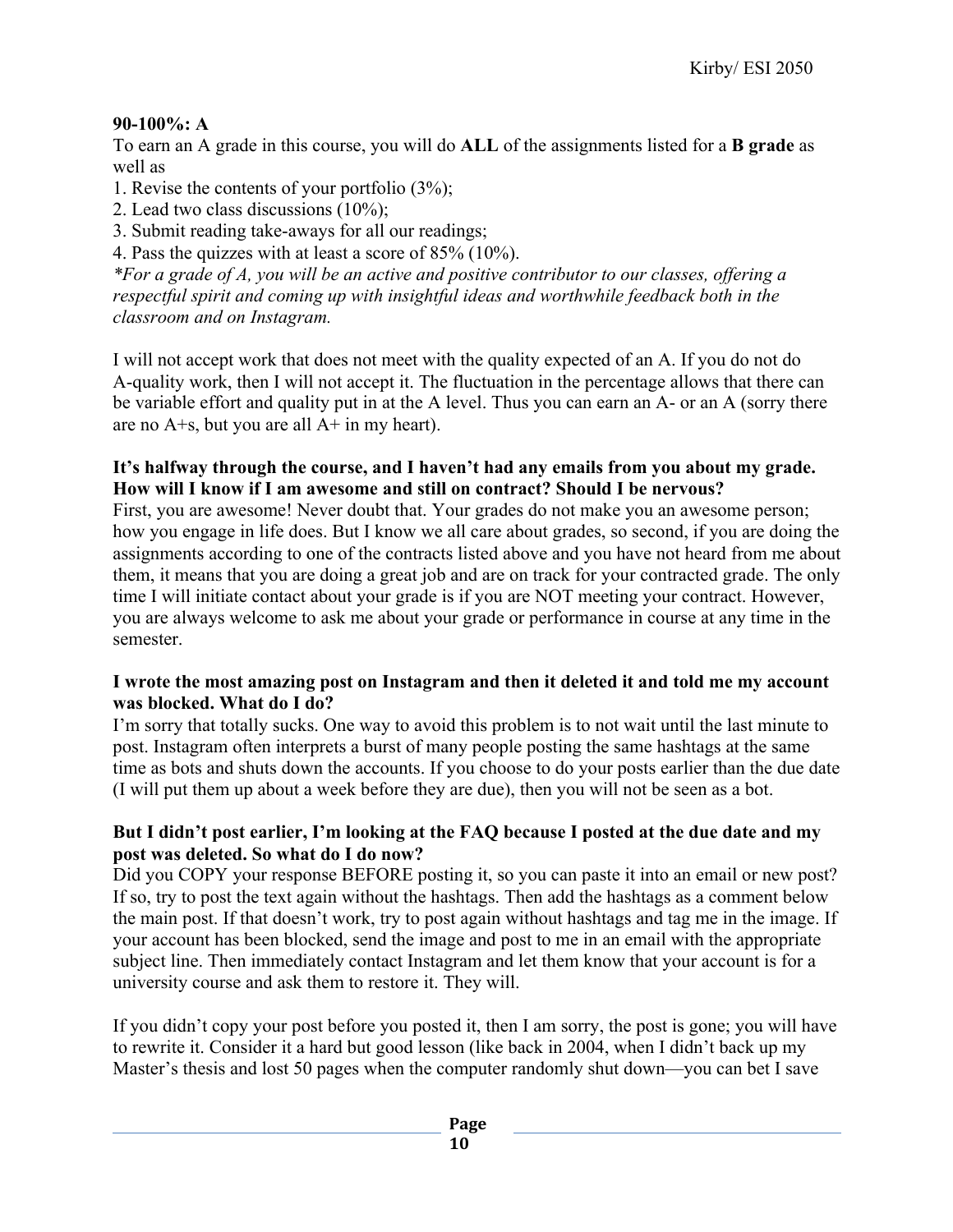**90-100%: A**

To earn an A grade in this course, you will do **ALL** of the assignments listed for a **B grade** as well as

1. Revise the contents of your portfolio (3%);
2. Lead two class discussions (10%);
3. Submit reading take-aways for all our readings;
4. Pass the quizzes with at least a score of 85% (10%).

*\*For a grade of A, you will be an active and positive contributor to our classes, offering a respectful spirit and coming up with insightful ideas and worthwhile feedback both in the classroom and on Instagram.*

I will not accept work that does not meet with the quality expected of an A. If you do not do A-quality work, then I will not accept it. The fluctuation in the percentage allows that there can be variable effort and quality put in at the A level. Thus you can earn an A- or an A (sorry there are no A+s, but you are all A+ in my heart).

**It's halfway through the course, and I haven't had any emails from you about my grade. How will I know if I am awesome and still on contract? Should I be nervous?**

First, you are awesome! Never doubt that. Your grades do not make you an awesome person; how you engage in life does. But I know we all care about grades, so second, if you are doing the assignments according to one of the contracts listed above and you have not heard from me about them, it means that you are doing a great job and are on track for your contracted grade. The only time I will initiate contact about your grade is if you are NOT meeting your contract. However, you are always welcome to ask me about your grade or performance in course at any time in the semester.

**I wrote the most amazing post on Instagram and then it deleted it and told me my account was blocked. What do I do?**

I'm sorry that totally sucks. One way to avoid this problem is to not wait until the last minute to post. Instagram often interprets a burst of many people posting the same hashtags at the same time as bots and shuts down the accounts. If you choose to do your posts earlier than the due date (I will put them up about a week before they are due), then you will not be seen as a bot.

**But I didn't post earlier, I'm looking at the FAQ because I posted at the due date and my post was deleted. So what do I do now?**

Did you COPY your response BEFORE posting it, so you can paste it into an email or new post? If so, try to post the text again without the hashtags. Then add the hashtags as a comment below the main post. If that doesn't work, try to post again without hashtags and tag me in the image. If your account has been blocked, send the image and post to me in an email with the appropriate subject line. Then immediately contact Instagram and let them know that your account is for a university course and ask them to restore it. They will.

If you didn't copy your post before you posted it, then I am sorry, the post is gone; you will have to rewrite it. Consider it a hard but good lesson (like back in 2004, when I didn't back up my Master's thesis and lost 50 pages when the computer randomly shut down—you can bet I save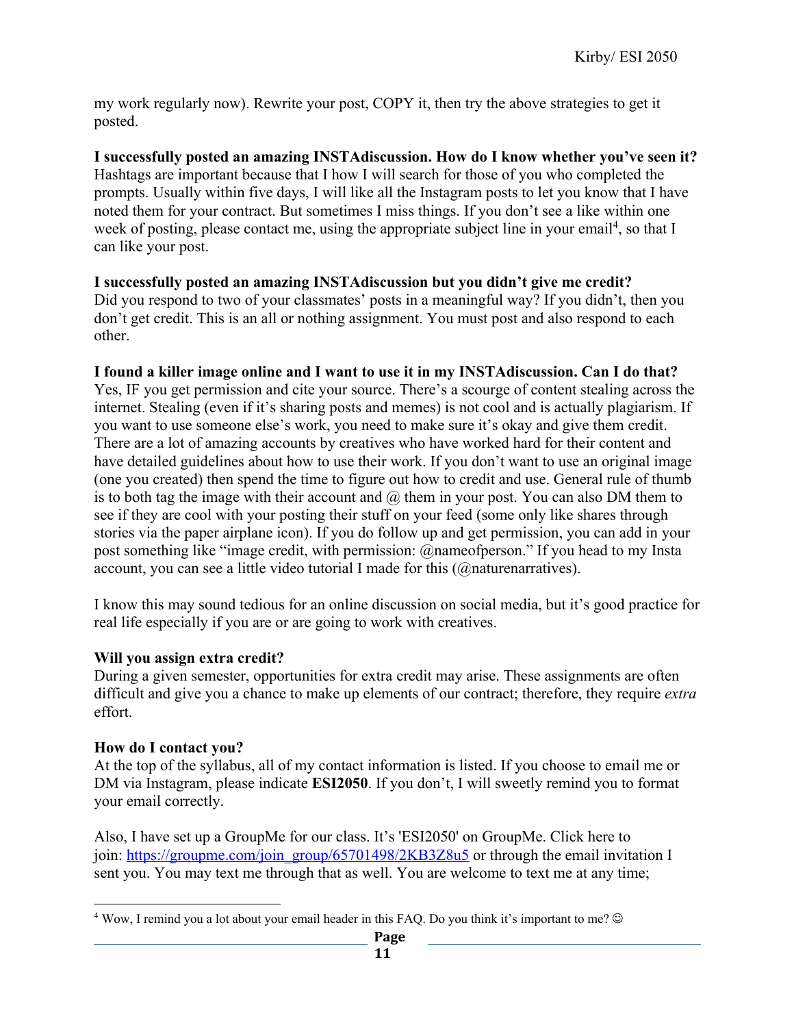my work regularly now). Rewrite your post, COPY it, then try the above strategies to get it posted.

**I successfully posted an amazing INSTAdiscussion. How do I know whether you've seen it?**
Hashtags are important because that I how I will search for those of you who completed the prompts. Usually within five days, I will like all the Instagram posts to let you know that I have noted them for your contract. But sometimes I miss things. If you don't see a like within one week of posting, please contact me, using the appropriate subject line in your email[4], so that I can like your post.

**I successfully posted an amazing INSTAdiscussion but you didn't give me credit?**
Did you respond to two of your classmates' posts in a meaningful way? If you didn't, then you don't get credit. This is an all or nothing assignment. You must post and also respond to each other.

**I found a killer image online and I want to use it in my INSTAdiscussion. Can I do that?**
Yes, IF you get permission and cite your source. There's a scourge of content stealing across the internet. Stealing (even if it's sharing posts and memes) is not cool and is actually plagiarism. If you want to use someone else's work, you need to make sure it's okay and give them credit. There are a lot of amazing accounts by creatives who have worked hard for their content and have detailed guidelines about how to use their work. If you don't want to use an original image (one you created) then spend the time to figure out how to credit and use. General rule of thumb is to both tag the image with their account and @ them in your post. You can also DM them to see if they are cool with your posting their stuff on your feed (some only like shares through stories via the paper airplane icon). If you do follow up and get permission, you can add in your post something like "image credit, with permission: @nameofperson." If you head to my Insta account, you can see a little video tutorial I made for this (@naturenarratives).

I know this may sound tedious for an online discussion on social media, but it's good practice for real life especially if you are or are going to work with creatives.

**Will you assign extra credit?**
During a given semester, opportunities for extra credit may arise. These assignments are often difficult and give you a chance to make up elements of our contract; therefore, they require *extra* effort.

**How do I contact you?**
At the top of the syllabus, all of my contact information is listed. If you choose to email me or DM via Instagram, please indicate **ESI2050**. If you don't, I will sweetly remind you to format your email correctly.

Also, I have set up a GroupMe for our class. It's 'ESI2050' on GroupMe. Click here to join: [https://groupme.com/join_group/65701498/2KB3Z8u5](https://groupme.com/join_group/65701498/2KB3Z8u5) or through the email invitation I sent you. You may text me through that as well. You are welcome to text me at any time;

---

[4] Wow, I remind you a lot about your email header in this FAQ. Do you think it's important to me? ☺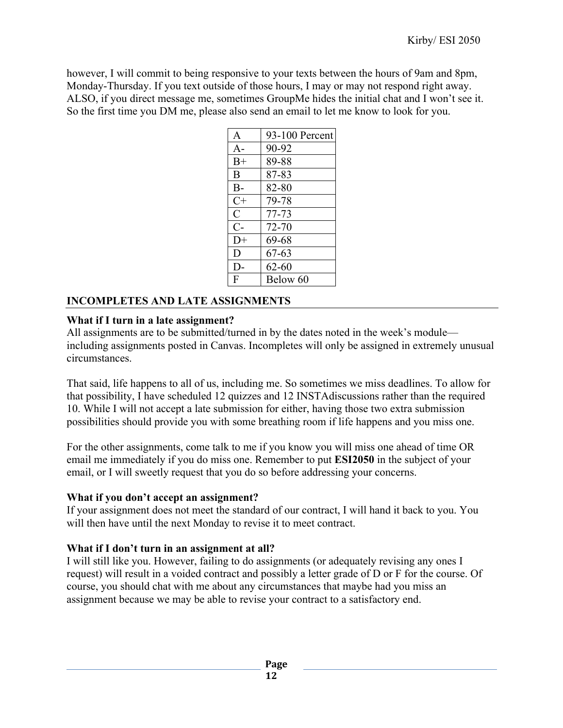however, I will commit to being responsive to your texts between the hours of 9am and 8pm, Monday-Thursday. If you text outside of those hours, I may or may not respond right away. ALSO, if you direct message me, sometimes GroupMe hides the initial chat and I won't see it. So the first time you DM me, please also send an email to let me know to look for you.

| A | 93-100 Percent |
|---|---|
| A- | 90-92 |
| B+ | 89-88 |
| B | 87-83 |
| B- | 82-80 |
| C+ | 79-78 |
| C | 77-73 |
| C- | 72-70 |
| D+ | 69-68 |
| D | 67-63 |
| D- | 62-60 |
| F | Below 60 |

## INCOMPLETES AND LATE ASSIGNMENTS

**What if I turn in a late assignment?**

All assignments are to be submitted/turned in by the dates noted in the week's module—including assignments posted in Canvas. Incompletes will only be assigned in extremely unusual circumstances.

That said, life happens to all of us, including me. So sometimes we miss deadlines. To allow for that possibility, I have scheduled 12 quizzes and 12 INSTAdiscussions rather than the required 10. While I will not accept a late submission for either, having those two extra submission possibilities should provide you with some breathing room if life happens and you miss one.

For the other assignments, come talk to me if you know you will miss one ahead of time OR email me immediately if you do miss one. Remember to put **ESI2050** in the subject of your email, or I will sweetly request that you do so before addressing your concerns.

**What if you don't accept an assignment?**

If your assignment does not meet the standard of our contract, I will hand it back to you. You will then have until the next Monday to revise it to meet contract.

**What if I don't turn in an assignment at all?**

I will still like you. However, failing to do assignments (or adequately revising any ones I request) will result in a voided contract and possibly a letter grade of D or F for the course. Of course, you should chat with me about any circumstances that maybe had you miss an assignment because we may be able to revise your contract to a satisfactory end.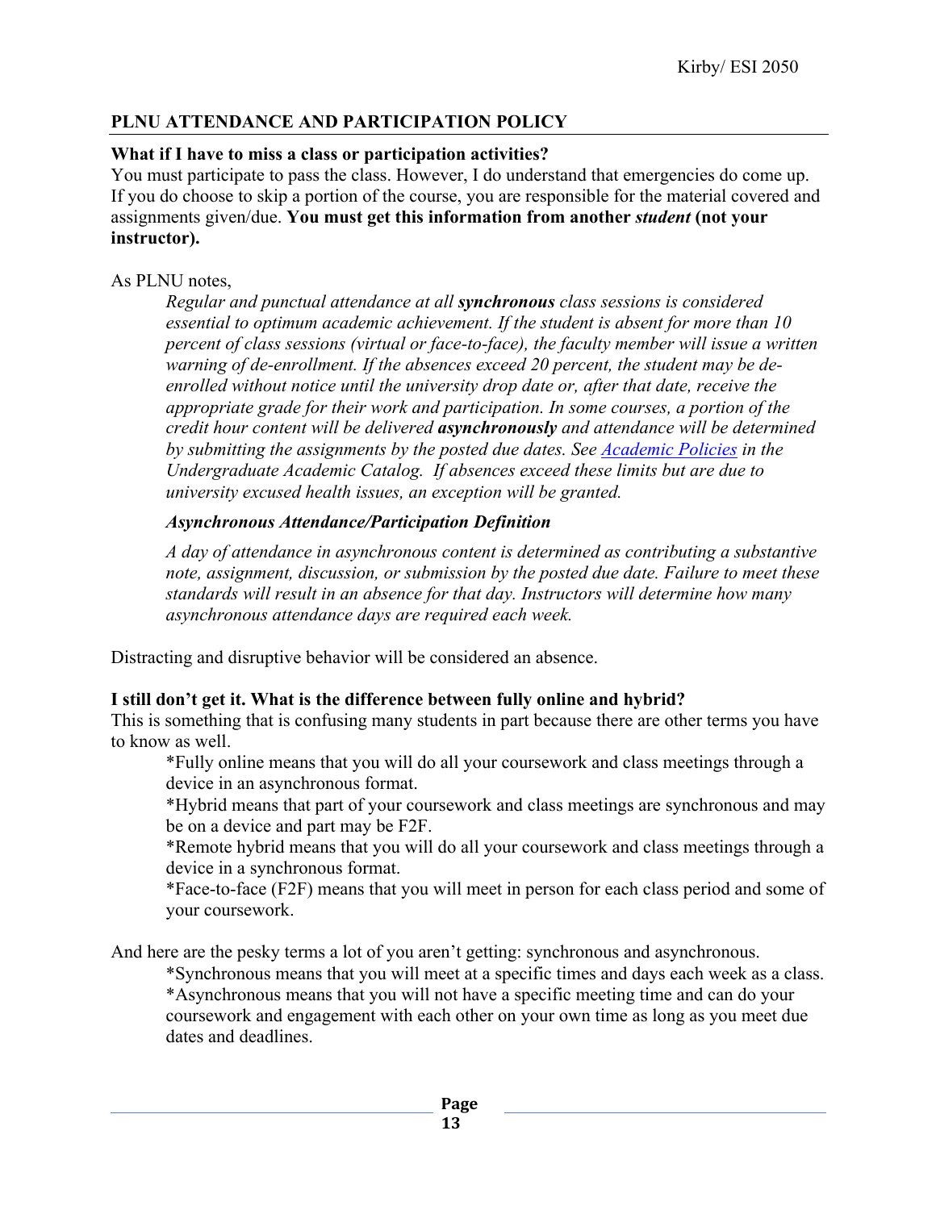## PLNU ATTENDANCE AND PARTICIPATION POLICY

**What if I have to miss a class or participation activities?**

You must participate to pass the class. However, I do understand that emergencies do come up. If you do choose to skip a portion of the course, you are responsible for the material covered and assignments given/due. **You must get this information from another *student* (not your instructor).**

As PLNU notes,

> *Regular and punctual attendance at all **synchronous** class sessions is considered essential to optimum academic achievement. If the student is absent for more than 10 percent of class sessions (virtual or face-to-face), the faculty member will issue a written warning of de-enrollment. If the absences exceed 20 percent, the student may be de-enrolled without notice until the university drop date or, after that date, receive the appropriate grade for their work and participation. In some courses, a portion of the credit hour content will be delivered **asynchronously** and attendance will be determined by submitting the assignments by the posted due dates. See [Academic Policies]() in the Undergraduate Academic Catalog. If absences exceed these limits but are due to university excused health issues, an exception will be granted.*
>
> ***Asynchronous Attendance/Participation Definition***
>
> *A day of attendance in asynchronous content is determined as contributing a substantive note, assignment, discussion, or submission by the posted due date. Failure to meet these standards will result in an absence for that day. Instructors will determine how many asynchronous attendance days are required each week.*

Distracting and disruptive behavior will be considered an absence.

**I still don't get it. What is the difference between fully online and hybrid?**

This is something that is confusing many students in part because there are other terms you have to know as well.

> *Fully online means that you will do all your coursework and class meetings through a device in an asynchronous format.
>
> *Hybrid means that part of your coursework and class meetings are synchronous and may be on a device and part may be F2F.
>
> *Remote hybrid means that you will do all your coursework and class meetings through a device in a synchronous format.
>
> *Face-to-face (F2F) means that you will meet in person for each class period and some of your coursework.

And here are the pesky terms a lot of you aren't getting: synchronous and asynchronous.

> *Synchronous means that you will meet at a specific times and days each week as a class.
>
> *Asynchronous means that you will not have a specific meeting time and can do your coursework and engagement with each other on your own time as long as you meet due dates and deadlines.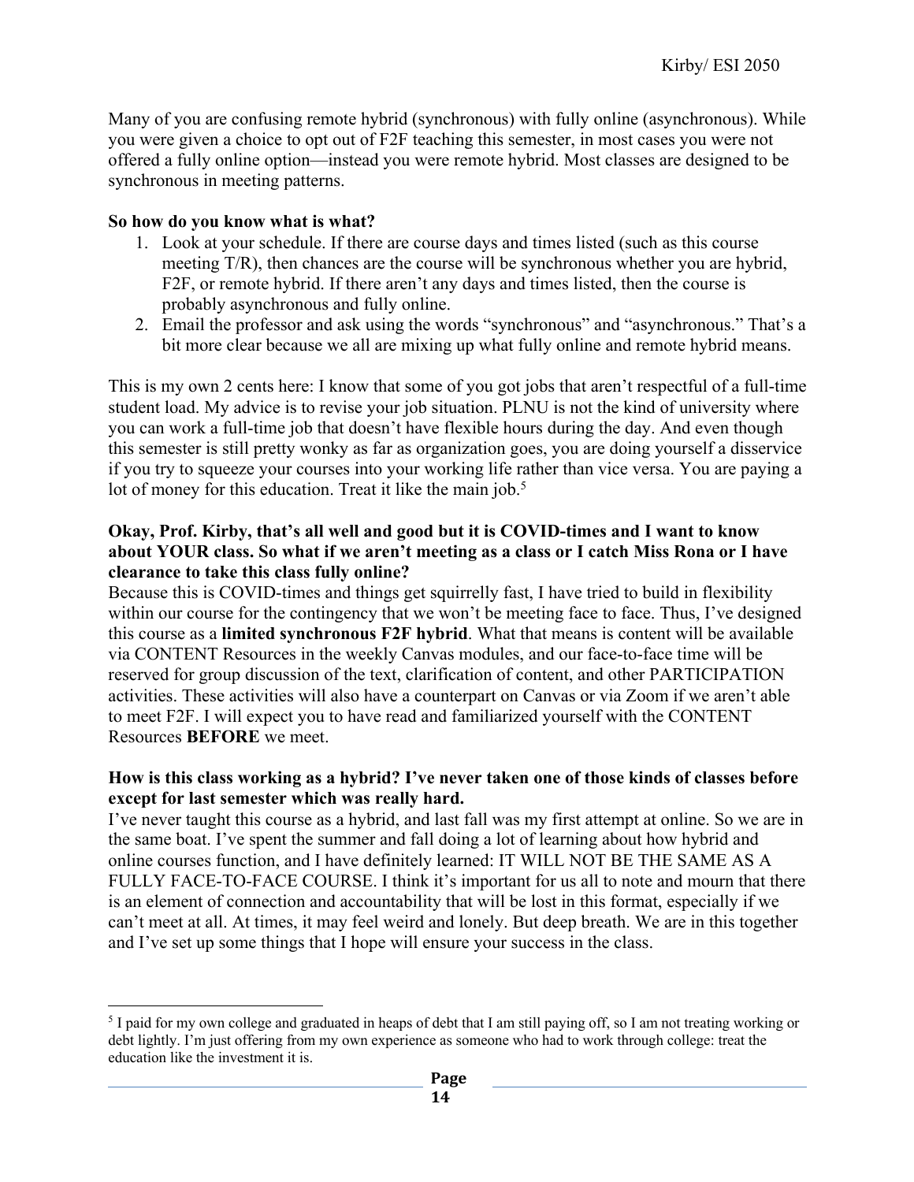Many of you are confusing remote hybrid (synchronous) with fully online (asynchronous). While you were given a choice to opt out of F2F teaching this semester, in most cases you were not offered a fully online option—instead you were remote hybrid. Most classes are designed to be synchronous in meeting patterns.

**So how do you know what is what?**

1. Look at your schedule. If there are course days and times listed (such as this course meeting T/R), then chances are the course will be synchronous whether you are hybrid, F2F, or remote hybrid. If there aren't any days and times listed, then the course is probably asynchronous and fully online.
2. Email the professor and ask using the words "synchronous" and "asynchronous." That's a bit more clear because we all are mixing up what fully online and remote hybrid means.

This is my own 2 cents here: I know that some of you got jobs that aren't respectful of a full-time student load. My advice is to revise your job situation. PLNU is not the kind of university where you can work a full-time job that doesn't have flexible hours during the day. And even though this semester is still pretty wonky as far as organization goes, you are doing yourself a disservice if you try to squeeze your courses into your working life rather than vice versa. You are paying a lot of money for this education. Treat it like the main job.[5]

**Okay, Prof. Kirby, that's all well and good but it is COVID-times and I want to know about YOUR class. So what if we aren't meeting as a class or I catch Miss Rona or I have clearance to take this class fully online?**

Because this is COVID-times and things get squirrelly fast, I have tried to build in flexibility within our course for the contingency that we won't be meeting face to face. Thus, I've designed this course as a **limited synchronous F2F hybrid**. What that means is content will be available via CONTENT Resources in the weekly Canvas modules, and our face-to-face time will be reserved for group discussion of the text, clarification of content, and other PARTICIPATION activities. These activities will also have a counterpart on Canvas or via Zoom if we aren't able to meet F2F. I will expect you to have read and familiarized yourself with the CONTENT Resources **BEFORE** we meet.

**How is this class working as a hybrid? I've never taken one of those kinds of classes before except for last semester which was really hard.**

I've never taught this course as a hybrid, and last fall was my first attempt at online. So we are in the same boat. I've spent the summer and fall doing a lot of learning about how hybrid and online courses function, and I have definitely learned: IT WILL NOT BE THE SAME AS A FULLY FACE-TO-FACE COURSE. I think it's important for us all to note and mourn that there is an element of connection and accountability that will be lost in this format, especially if we can't meet at all. At times, it may feel weird and lonely. But deep breath. We are in this together and I've set up some things that I hope will ensure your success in the class.

---

[5] I paid for my own college and graduated in heaps of debt that I am still paying off, so I am not treating working or debt lightly. I'm just offering from my own experience as someone who had to work through college: treat the education like the investment it is.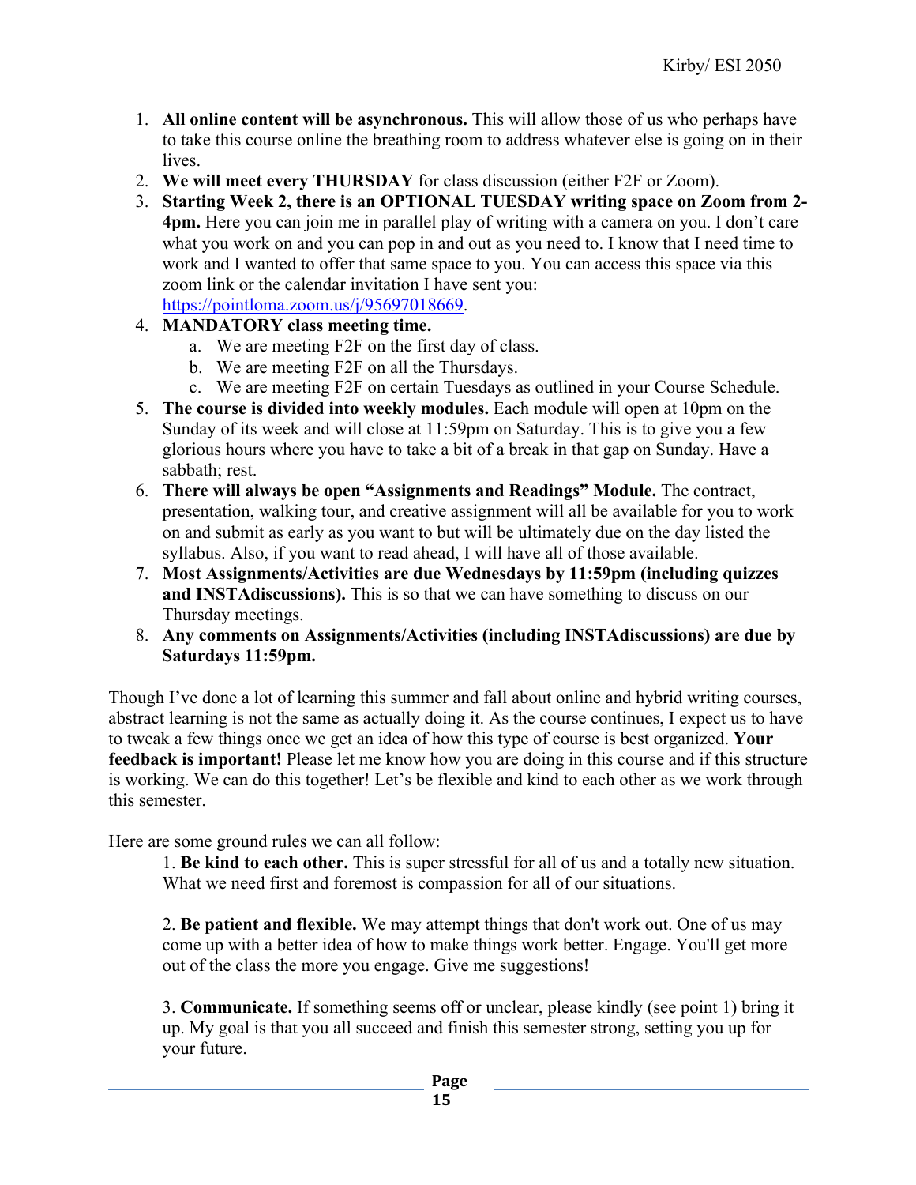1. **All online content will be asynchronous.** This will allow those of us who perhaps have to take this course online the breathing room to address whatever else is going on in their lives.
2. **We will meet every THURSDAY** for class discussion (either F2F or Zoom).
3. **Starting Week 2, there is an OPTIONAL TUESDAY writing space on Zoom from 2-4pm.** Here you can join me in parallel play of writing with a camera on you. I don't care what you work on and you can pop in and out as you need to. I know that I need time to work and I wanted to offer that same space to you. You can access this space via this zoom link or the calendar invitation I have sent you: https://pointloma.zoom.us/j/95697018669.
4. **MANDATORY class meeting time.**
    a. We are meeting F2F on the first day of class.
    b. We are meeting F2F on all the Thursdays.
    c. We are meeting F2F on certain Tuesdays as outlined in your Course Schedule.
5. **The course is divided into weekly modules.** Each module will open at 10pm on the Sunday of its week and will close at 11:59pm on Saturday. This is to give you a few glorious hours where you have to take a bit of a break in that gap on Sunday. Have a sabbath; rest.
6. **There will always be open "Assignments and Readings" Module.** The contract, presentation, walking tour, and creative assignment will all be available for you to work on and submit as early as you want to but will be ultimately due on the day listed the syllabus. Also, if you want to read ahead, I will have all of those available.
7. **Most Assignments/Activities are due Wednesdays by 11:59pm (including quizzes and INSTAdiscussions).** This is so that we can have something to discuss on our Thursday meetings.
8. **Any comments on Assignments/Activities (including INSTAdiscussions) are due by Saturdays 11:59pm.**

Though I've done a lot of learning this summer and fall about online and hybrid writing courses, abstract learning is not the same as actually doing it. As the course continues, I expect us to have to tweak a few things once we get an idea of how this type of course is best organized. **Your feedback is important!** Please let me know how you are doing in this course and if this structure is working. We can do this together! Let's be flexible and kind to each other as we work through this semester.

Here are some ground rules we can all follow:

1. **Be kind to each other.** This is super stressful for all of us and a totally new situation. What we need first and foremost is compassion for all of our situations.

2. **Be patient and flexible.** We may attempt things that don't work out. One of us may come up with a better idea of how to make things work better. Engage. You'll get more out of the class the more you engage. Give me suggestions!

3. **Communicate.** If something seems off or unclear, please kindly (see point 1) bring it up. My goal is that you all succeed and finish this semester strong, setting you up for your future.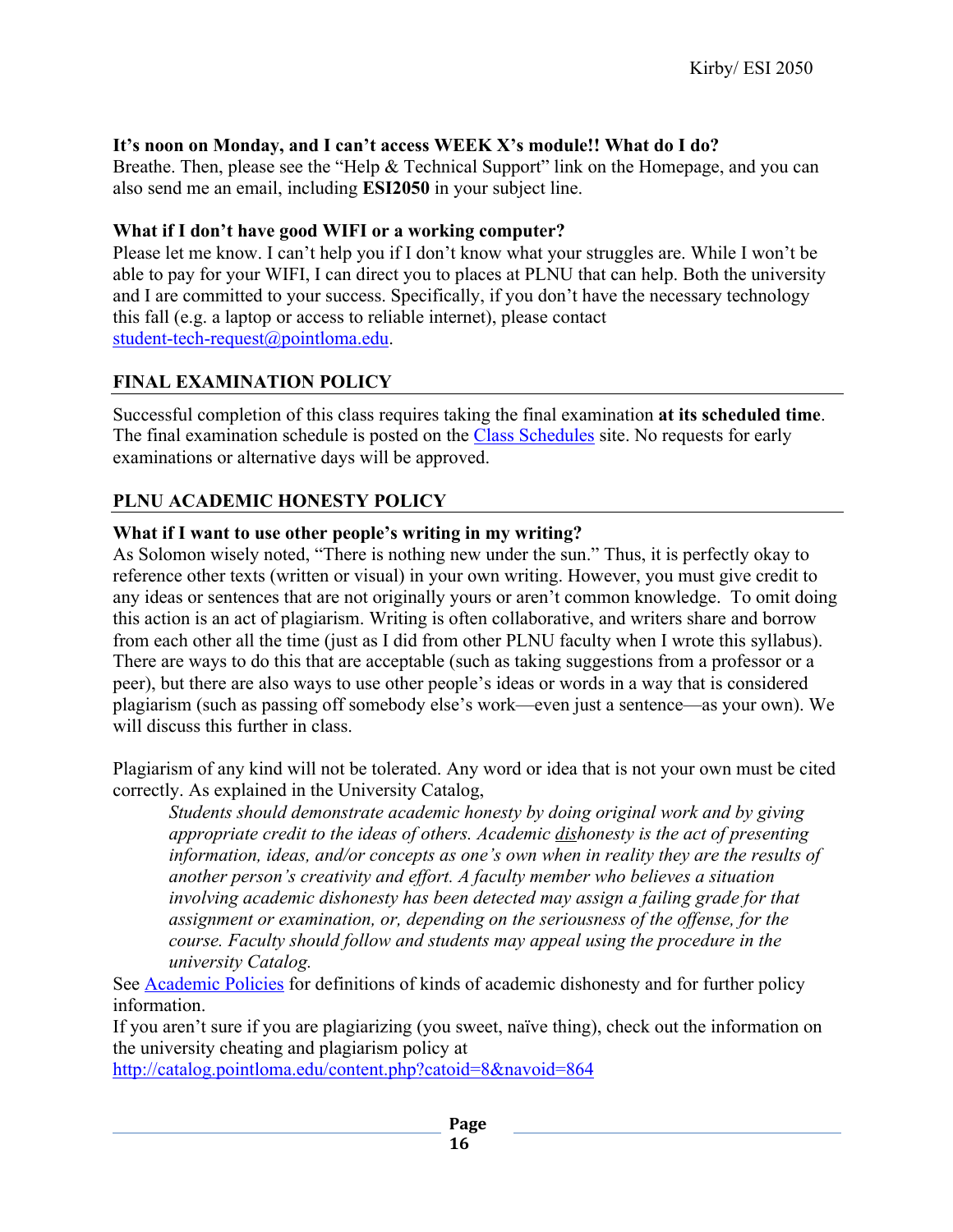**It's noon on Monday, and I can't access WEEK X's module!! What do I do?**
Breathe. Then, please see the "Help & Technical Support" link on the Homepage, and you can also send me an email, including **ESI2050** in your subject line.

**What if I don't have good WIFI or a working computer?**
Please let me know. I can't help you if I don't know what your struggles are. While I won't be able to pay for your WIFI, I can direct you to places at PLNU that can help. Both the university and I are committed to your success. Specifically, if you don't have the necessary technology this fall (e.g. a laptop or access to reliable internet), please contact [student-tech-request@pointloma.edu](mailto:student-tech-request@pointloma.edu).

## FINAL EXAMINATION POLICY

Successful completion of this class requires taking the final examination **at its scheduled time**. The final examination schedule is posted on the [Class Schedules](#) site. No requests for early examinations or alternative days will be approved.

## PLNU ACADEMIC HONESTY POLICY

**What if I want to use other people's writing in my writing?**
As Solomon wisely noted, "There is nothing new under the sun." Thus, it is perfectly okay to reference other texts (written or visual) in your own writing. However, you must give credit to any ideas or sentences that are not originally yours or aren't common knowledge. To omit doing this action is an act of plagiarism. Writing is often collaborative, and writers share and borrow from each other all the time (just as I did from other PLNU faculty when I wrote this syllabus). There are ways to do this that are acceptable (such as taking suggestions from a professor or a peer), but there are also ways to use other people's ideas or words in a way that is considered plagiarism (such as passing off somebody else's work—even just a sentence—as your own). We will discuss this further in class.

Plagiarism of any kind will not be tolerated. Any word or idea that is not your own must be cited correctly. As explained in the University Catalog,

> *Students should demonstrate academic honesty by doing original work and by giving appropriate credit to the ideas of others. Academic dishonesty is the act of presenting information, ideas, and/or concepts as one's own when in reality they are the results of another person's creativity and effort. A faculty member who believes a situation involving academic dishonesty has been detected may assign a failing grade for that assignment or examination, or, depending on the seriousness of the offense, for the course. Faculty should follow and students may appeal using the procedure in the university Catalog.*

See [Academic Policies](#) for definitions of kinds of academic dishonesty and for further policy information.
If you aren't sure if you are plagiarizing (you sweet, naïve thing), check out the information on the university cheating and plagiarism policy at
[http://catalog.pointloma.edu/content.php?catoid=8&navoid=864](http://catalog.pointloma.edu/content.php?catoid=8&navoid=864)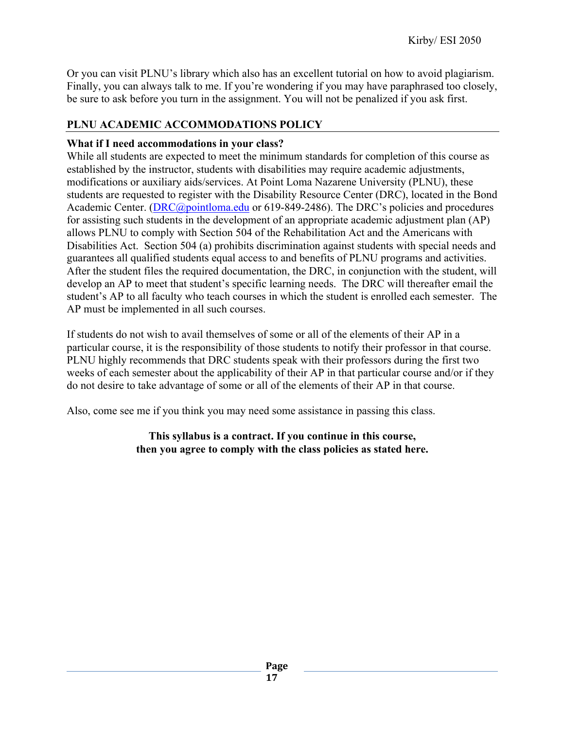Or you can visit PLNU's library which also has an excellent tutorial on how to avoid plagiarism. Finally, you can always talk to me. If you're wondering if you may have paraphrased too closely, be sure to ask before you turn in the assignment. You will not be penalized if you ask first.

## PLNU ACADEMIC ACCOMMODATIONS POLICY

**What if I need accommodations in your class?**

While all students are expected to meet the minimum standards for completion of this course as established by the instructor, students with disabilities may require academic adjustments, modifications or auxiliary aids/services. At Point Loma Nazarene University (PLNU), these students are requested to register with the Disability Resource Center (DRC), located in the Bond Academic Center. (DRC@pointloma.edu or 619-849-2486). The DRC's policies and procedures for assisting such students in the development of an appropriate academic adjustment plan (AP) allows PLNU to comply with Section 504 of the Rehabilitation Act and the Americans with Disabilities Act. Section 504 (a) prohibits discrimination against students with special needs and guarantees all qualified students equal access to and benefits of PLNU programs and activities. After the student files the required documentation, the DRC, in conjunction with the student, will develop an AP to meet that student's specific learning needs. The DRC will thereafter email the student's AP to all faculty who teach courses in which the student is enrolled each semester. The AP must be implemented in all such courses.

If students do not wish to avail themselves of some or all of the elements of their AP in a particular course, it is the responsibility of those students to notify their professor in that course. PLNU highly recommends that DRC students speak with their professors during the first two weeks of each semester about the applicability of their AP in that particular course and/or if they do not desire to take advantage of some or all of the elements of their AP in that course.

Also, come see me if you think you may need some assistance in passing this class.

**This syllabus is a contract. If you continue in this course, then you agree to comply with the class policies as stated here.**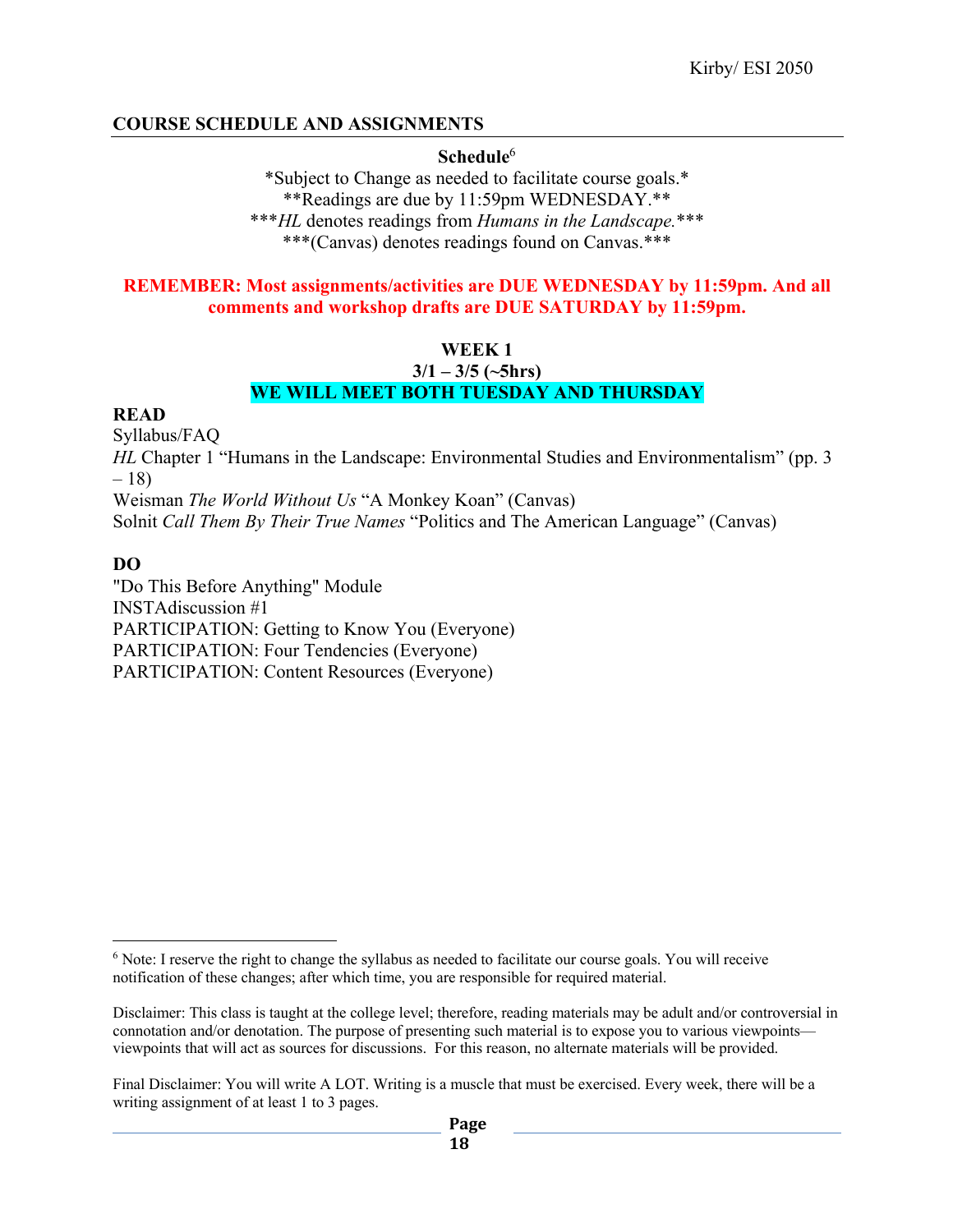## COURSE SCHEDULE AND ASSIGNMENTS

**Schedule**[6]

*Subject to Change as needed to facilitate course goals.*

**Readings are due by 11:59pm WEDNESDAY.**

***HL* denotes readings from *Humans in the Landscape.****

***(Canvas) denotes readings found on Canvas.***

**REMEMBER: Most assignments/activities are DUE WEDNESDAY by 11:59pm. And all comments and workshop drafts are DUE SATURDAY by 11:59pm.**

### WEEK 1

**3/1 – 3/5 (~5hrs)**

**WE WILL MEET BOTH TUESDAY AND THURSDAY**

**READ**

Syllabus/FAQ

*HL* Chapter 1 "Humans in the Landscape: Environmental Studies and Environmentalism" (pp. 3 – 18)

Weisman *The World Without Us* "A Monkey Koan" (Canvas)

Solnit *Call Them By Their True Names* "Politics and The American Language" (Canvas)

**DO**

"Do This Before Anything" Module

INSTAdiscussion #1

PARTICIPATION: Getting to Know You (Everyone)

PARTICIPATION: Four Tendencies (Everyone)

PARTICIPATION: Content Resources (Everyone)

---

[6] Note: I reserve the right to change the syllabus as needed to facilitate our course goals. You will receive notification of these changes; after which time, you are responsible for required material.

Disclaimer: This class is taught at the college level; therefore, reading materials may be adult and/or controversial in connotation and/or denotation. The purpose of presenting such material is to expose you to various viewpoints—viewpoints that will act as sources for discussions. For this reason, no alternate materials will be provided.

Final Disclaimer: You will write A LOT. Writing is a muscle that must be exercised. Every week, there will be a writing assignment of at least 1 to 3 pages.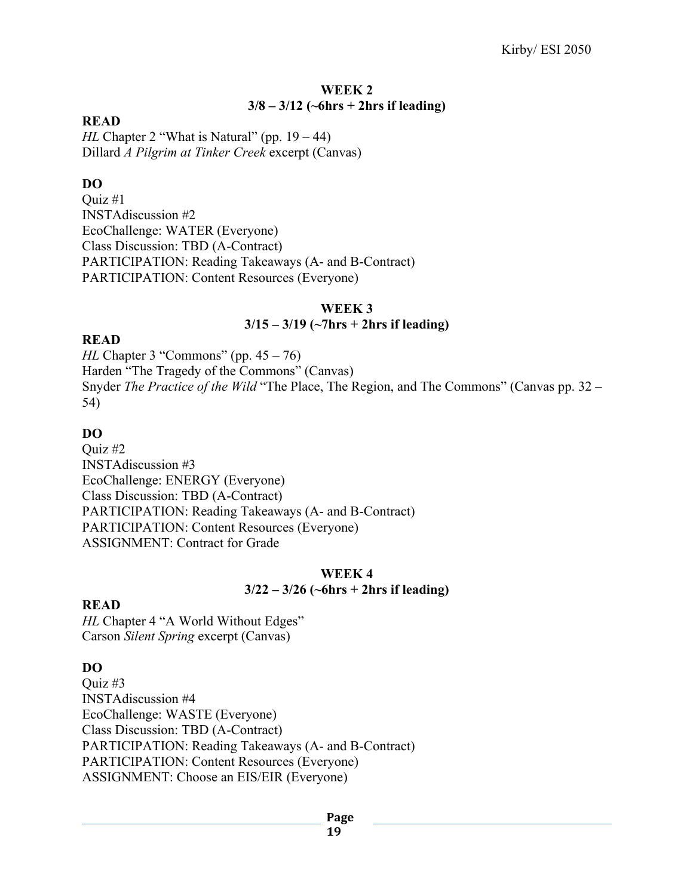## WEEK 2
### 3/8 – 3/12 (~6hrs + 2hrs if leading)

**READ**

*HL* Chapter 2 "What is Natural" (pp. 19 – 44)
Dillard *A Pilgrim at Tinker Creek* excerpt (Canvas)

**DO**

Quiz #1
INSTAdiscussion #2
EcoChallenge: WATER (Everyone)
Class Discussion: TBD (A-Contract)
PARTICIPATION: Reading Takeaways (A- and B-Contract)
PARTICIPATION: Content Resources (Everyone)

## WEEK 3
### 3/15 – 3/19 (~7hrs + 2hrs if leading)

**READ**

*HL* Chapter 3 "Commons" (pp. 45 – 76)
Harden "The Tragedy of the Commons" (Canvas)
Snyder *The Practice of the Wild* "The Place, The Region, and The Commons" (Canvas pp. 32 – 54)

**DO**

Quiz #2
INSTAdiscussion #3
EcoChallenge: ENERGY (Everyone)
Class Discussion: TBD (A-Contract)
PARTICIPATION: Reading Takeaways (A- and B-Contract)
PARTICIPATION: Content Resources (Everyone)
ASSIGNMENT: Contract for Grade

## WEEK 4
### 3/22 – 3/26 (~6hrs + 2hrs if leading)

**READ**

*HL* Chapter 4 "A World Without Edges"
Carson *Silent Spring* excerpt (Canvas)

**DO**

Quiz #3
INSTAdiscussion #4
EcoChallenge: WASTE (Everyone)
Class Discussion: TBD (A-Contract)
PARTICIPATION: Reading Takeaways (A- and B-Contract)
PARTICIPATION: Content Resources (Everyone)
ASSIGNMENT: Choose an EIS/EIR (Everyone)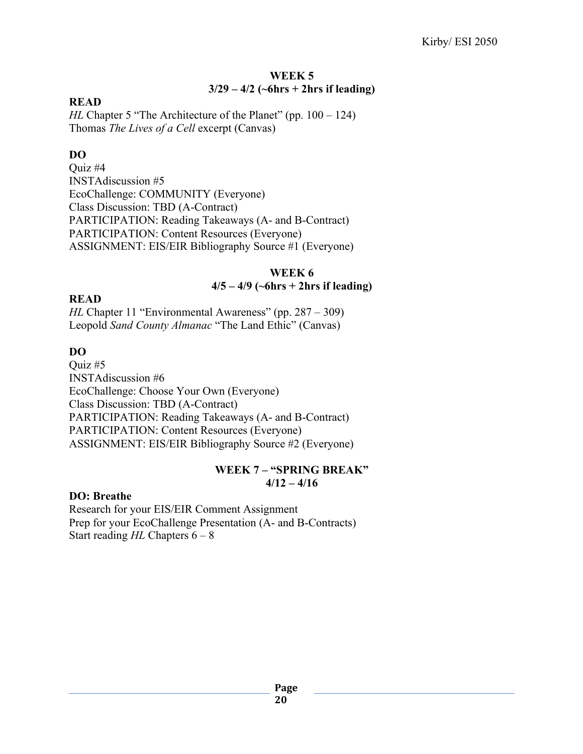## WEEK 5
### 3/29 – 4/2 (~6hrs + 2hrs if leading)

**READ**

*HL* Chapter 5 "The Architecture of the Planet" (pp. 100 – 124)
Thomas *The Lives of a Cell* excerpt (Canvas)

**DO**

Quiz #4
INSTAdiscussion #5
EcoChallenge: COMMUNITY (Everyone)
Class Discussion: TBD (A-Contract)
PARTICIPATION: Reading Takeaways (A- and B-Contract)
PARTICIPATION: Content Resources (Everyone)
ASSIGNMENT: EIS/EIR Bibliography Source #1 (Everyone)

## WEEK 6
### 4/5 – 4/9 (~6hrs + 2hrs if leading)

**READ**

*HL* Chapter 11 "Environmental Awareness" (pp. 287 – 309)
Leopold *Sand County Almanac* "The Land Ethic" (Canvas)

**DO**

Quiz #5
INSTAdiscussion #6
EcoChallenge: Choose Your Own (Everyone)
Class Discussion: TBD (A-Contract)
PARTICIPATION: Reading Takeaways (A- and B-Contract)
PARTICIPATION: Content Resources (Everyone)
ASSIGNMENT: EIS/EIR Bibliography Source #2 (Everyone)

## WEEK 7 – "SPRING BREAK"
### 4/12 – 4/16

**DO: Breathe**

Research for your EIS/EIR Comment Assignment
Prep for your EcoChallenge Presentation (A- and B-Contracts)
Start reading *HL* Chapters 6 – 8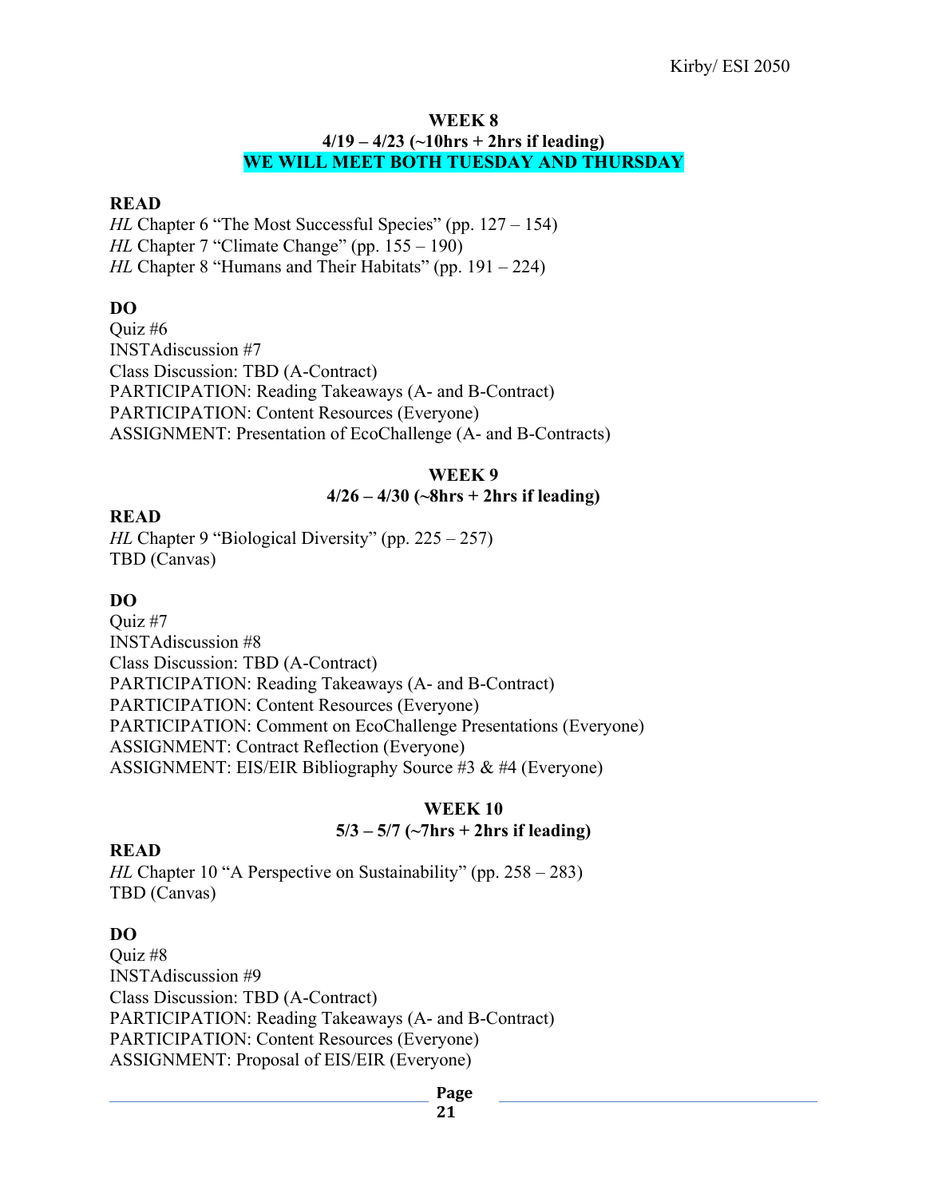## WEEK 8

**4/19 – 4/23 (~10hrs + 2hrs if leading)**

**WE WILL MEET BOTH TUESDAY AND THURSDAY**

### READ

*HL* Chapter 6 "The Most Successful Species" (pp. 127 – 154)
*HL* Chapter 7 "Climate Change" (pp. 155 – 190)
*HL* Chapter 8 "Humans and Their Habitats" (pp. 191 – 224)

### DO

Quiz #6
INSTAdiscussion #7
Class Discussion: TBD (A-Contract)
PARTICIPATION: Reading Takeaways (A- and B-Contract)
PARTICIPATION: Content Resources (Everyone)
ASSIGNMENT: Presentation of EcoChallenge (A- and B-Contracts)

## WEEK 9

**4/26 – 4/30 (~8hrs + 2hrs if leading)**

### READ

*HL* Chapter 9 "Biological Diversity" (pp. 225 – 257)
TBD (Canvas)

### DO

Quiz #7
INSTAdiscussion #8
Class Discussion: TBD (A-Contract)
PARTICIPATION: Reading Takeaways (A- and B-Contract)
PARTICIPATION: Content Resources (Everyone)
PARTICIPATION: Comment on EcoChallenge Presentations (Everyone)
ASSIGNMENT: Contract Reflection (Everyone)
ASSIGNMENT: EIS/EIR Bibliography Source #3 & #4 (Everyone)

## WEEK 10

**5/3 – 5/7 (~7hrs + 2hrs if leading)**

### READ

*HL* Chapter 10 "A Perspective on Sustainability" (pp. 258 – 283)
TBD (Canvas)

### DO

Quiz #8
INSTAdiscussion #9
Class Discussion: TBD (A-Contract)
PARTICIPATION: Reading Takeaways (A- and B-Contract)
PARTICIPATION: Content Resources (Everyone)
ASSIGNMENT: Proposal of EIS/EIR (Everyone)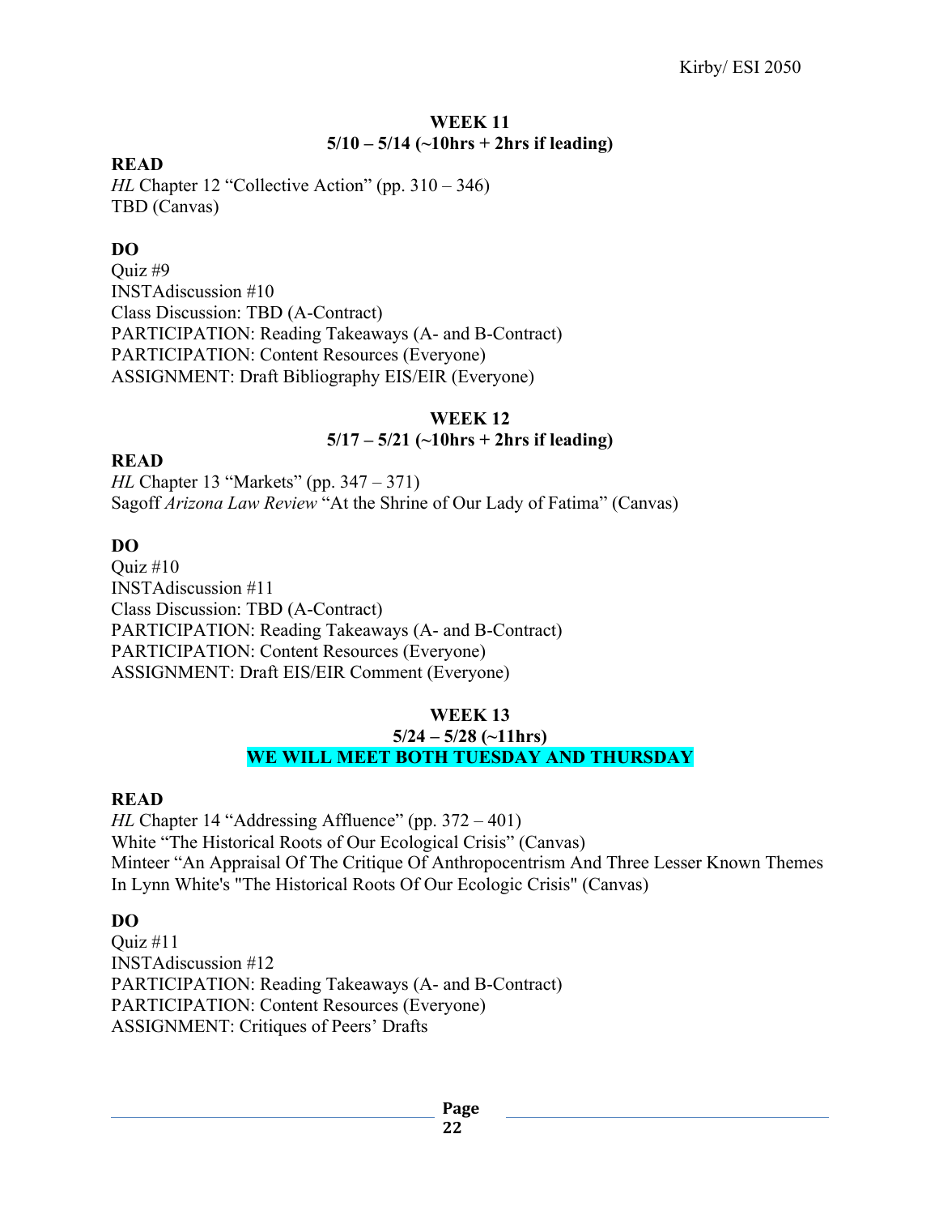## WEEK 11
**5/10 – 5/14 (~10hrs + 2hrs if leading)**

**READ**

*HL* Chapter 12 "Collective Action" (pp. 310 – 346)
TBD (Canvas)

**DO**

Quiz #9
INSTAdiscussion #10
Class Discussion: TBD (A-Contract)
PARTICIPATION: Reading Takeaways (A- and B-Contract)
PARTICIPATION: Content Resources (Everyone)
ASSIGNMENT: Draft Bibliography EIS/EIR (Everyone)

## WEEK 12
**5/17 – 5/21 (~10hrs + 2hrs if leading)**

**READ**

*HL* Chapter 13 "Markets" (pp. 347 – 371)
Sagoff *Arizona Law Review* "At the Shrine of Our Lady of Fatima" (Canvas)

**DO**

Quiz #10
INSTAdiscussion #11
Class Discussion: TBD (A-Contract)
PARTICIPATION: Reading Takeaways (A- and B-Contract)
PARTICIPATION: Content Resources (Everyone)
ASSIGNMENT: Draft EIS/EIR Comment (Everyone)

## WEEK 13
**5/24 – 5/28 (~11hrs)**

**WE WILL MEET BOTH TUESDAY AND THURSDAY**

**READ**

*HL* Chapter 14 "Addressing Affluence" (pp. 372 – 401)
White "The Historical Roots of Our Ecological Crisis" (Canvas)
Minteer "An Appraisal Of The Critique Of Anthropocentrism And Three Lesser Known Themes In Lynn White's "The Historical Roots Of Our Ecologic Crisis" (Canvas)

**DO**

Quiz #11
INSTAdiscussion #12
PARTICIPATION: Reading Takeaways (A- and B-Contract)
PARTICIPATION: Content Resources (Everyone)
ASSIGNMENT: Critiques of Peers' Drafts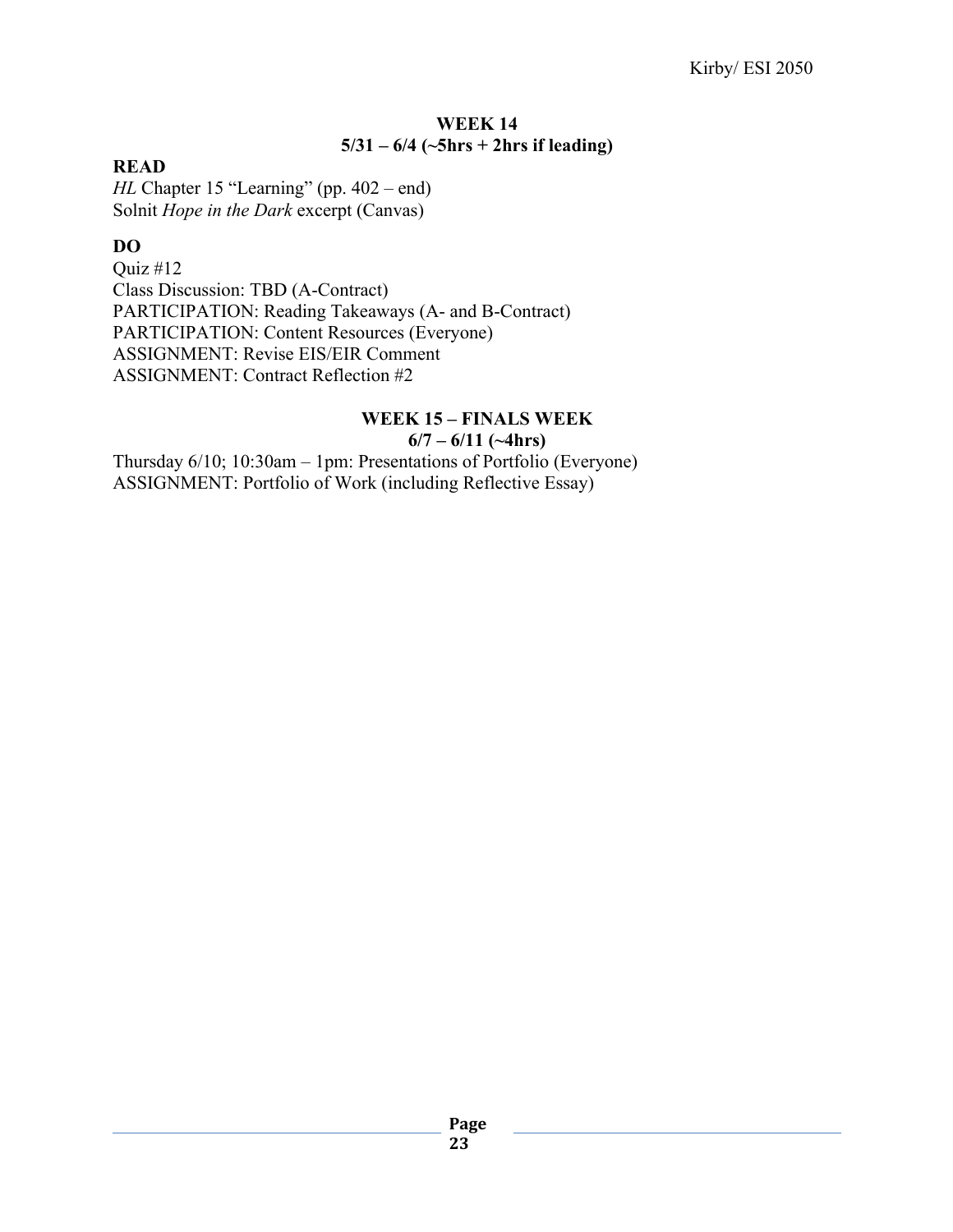## WEEK 14
**5/31 – 6/4 (~5hrs + 2hrs if leading)**

### READ

*HL* Chapter 15 "Learning" (pp. 402 – end)
Solnit *Hope in the Dark* excerpt (Canvas)

### DO

Quiz #12
Class Discussion: TBD (A-Contract)
PARTICIPATION: Reading Takeaways (A- and B-Contract)
PARTICIPATION: Content Resources (Everyone)
ASSIGNMENT: Revise EIS/EIR Comment
ASSIGNMENT: Contract Reflection #2

## WEEK 15 – FINALS WEEK
**6/7 – 6/11 (~4hrs)**

Thursday 6/10; 10:30am – 1pm: Presentations of Portfolio (Everyone)
ASSIGNMENT: Portfolio of Work (including Reflective Essay)